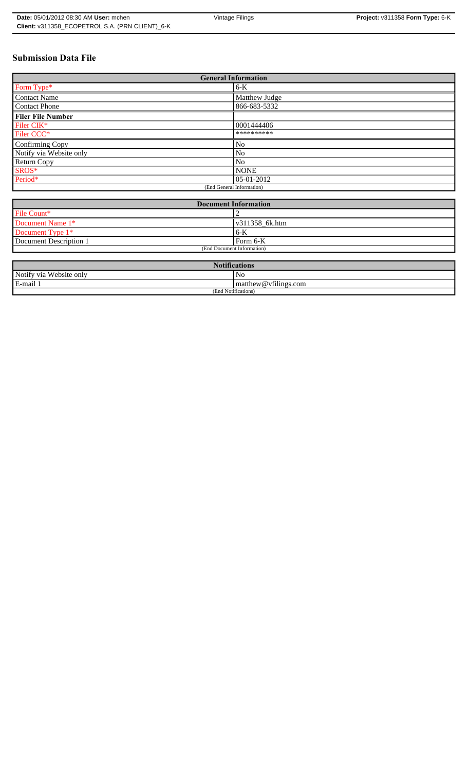# Submission Data File

| General Information | |
|---|---|
| Form Type* | 6-K |
| Contact Name | Matthew Judge |
| Contact Phone | 866-683-5332 |
| **Filer File Number** | |
| Filer CIK* | 0001444406 |
| Filer CCC* | ********** |
| Confirming Copy | No |
| Notify via Website only | No |
| Return Copy | No |
| SROS* | NONE |
| Period* | 05-01-2012 |
| (End General Information) | |

| Document Information | |
|---|---|
| File Count* | 2 |
| Document Name 1* | v311358_6k.htm |
| Document Type 1* | 6-K |
| Document Description 1 | Form 6-K |
| (End Document Information) | |

| Notifications | |
|---|---|
| Notify via Website only | No |
| E-mail 1 | matthew@vfilings.com |
| (End Notifications) | |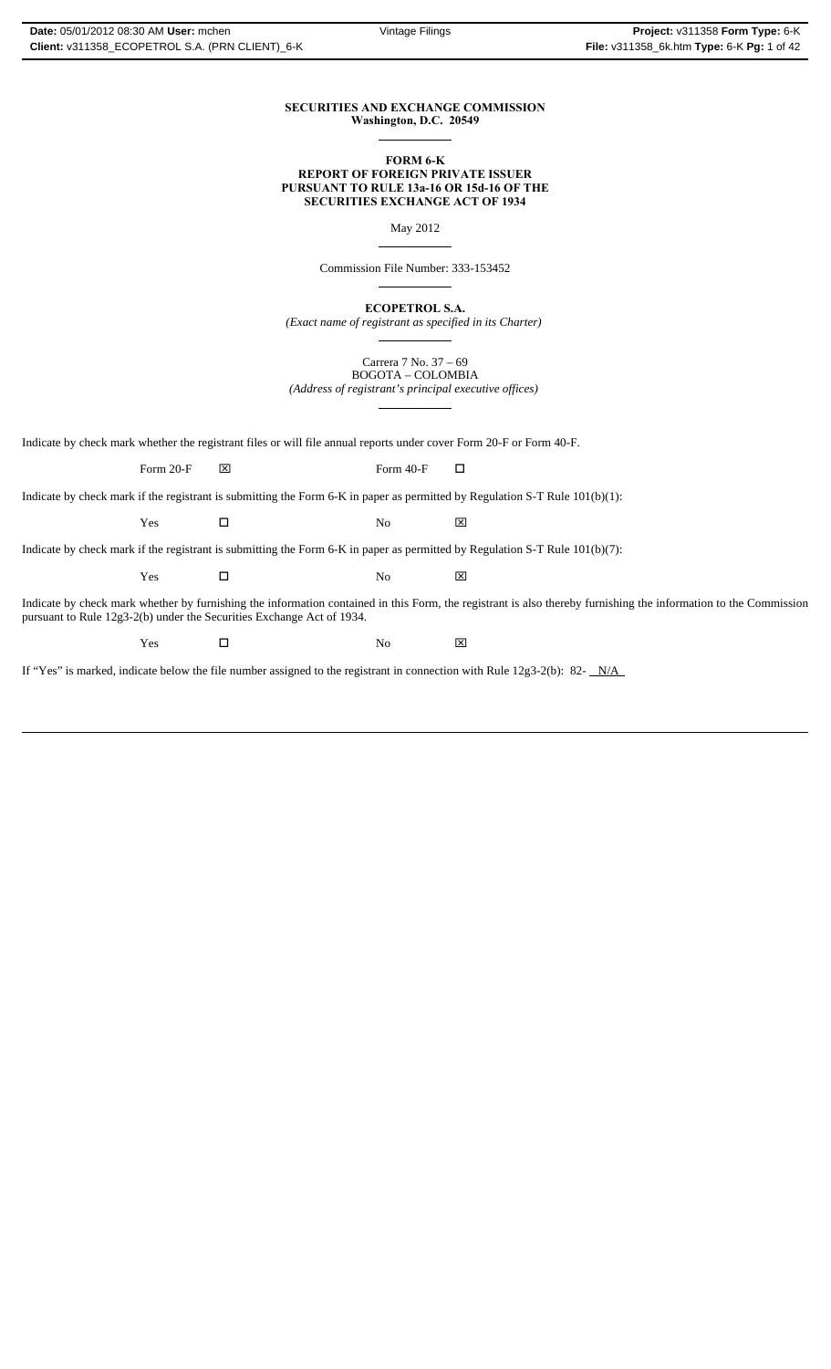**SECURITIES AND EXCHANGE COMMISSION**
**Washington, D.C. 20549**

---

**FORM 6-K**
**REPORT OF FOREIGN PRIVATE ISSUER**
**PURSUANT TO RULE 13a-16 OR 15d-16 OF THE**
**SECURITIES EXCHANGE ACT OF 1934**

May 2012

---

Commission File Number: 333-153452

---

**ECOPETROL S.A.**
*(Exact name of registrant as specified in its Charter)*

---

Carrera 7 No. 37 – 69
BOGOTA – COLOMBIA
*(Address of registrant's principal executive offices)*

---

Indicate by check mark whether the registrant files or will file annual reports under cover Form 20-F or Form 40-F.

Form 20-F ☒ Form 40-F ☐

Indicate by check mark if the registrant is submitting the Form 6-K in paper as permitted by Regulation S-T Rule 101(b)(1):

Yes ☐ No ☒

Indicate by check mark if the registrant is submitting the Form 6-K in paper as permitted by Regulation S-T Rule 101(b)(7):

Yes ☐ No ☒

Indicate by check mark whether by furnishing the information contained in this Form, the registrant is also thereby furnishing the information to the Commission pursuant to Rule 12g3-2(b) under the Securities Exchange Act of 1934.

Yes ☐ No ☒

If "Yes" is marked, indicate below the file number assigned to the registrant in connection with Rule 12g3-2(b): 82- N/A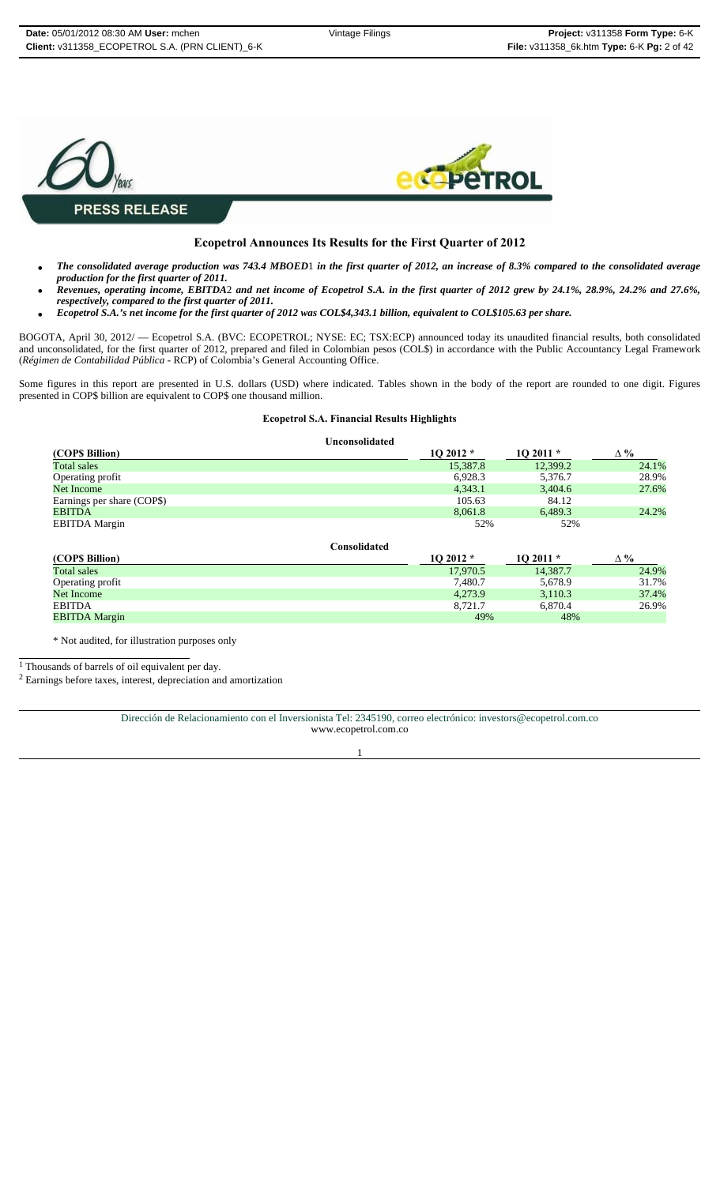**PRESS RELEASE**

## Ecopetrol Announces Its Results for the First Quarter of 2012

- ***The consolidated average production was 743.4 MBOED[1] in the first quarter of 2012, an increase of 8.3% compared to the consolidated average production for the first quarter of 2011.***
- ***Revenues, operating income, EBITDA[2] and net income of Ecopetrol S.A. in the first quarter of 2012 grew by 24.1%, 28.9%, 24.2% and 27.6%, respectively, compared to the first quarter of 2011.***
- ***Ecopetrol S.A.'s net income for the first quarter of 2012 was COL$4,343.1 billion, equivalent to COL$105.63 per share.***

BOGOTA, April 30, 2012/ — Ecopetrol S.A. (BVC: ECOPETROL; NYSE: EC; TSX:ECP) announced today its unaudited financial results, both consolidated and unconsolidated, for the first quarter of 2012, prepared and filed in Colombian pesos (COL$) in accordance with the Public Accountancy Legal Framework (*Régimen de Contabilidad Pública* - RCP) of Colombia's General Accounting Office.

Some figures in this report are presented in U.S. dollars (USD) where indicated. Tables shown in the body of the report are rounded to one digit. Figures presented in COP$ billion are equivalent to COP$ one thousand million.

**Ecopetrol S.A. Financial Results Highlights**

**Unconsolidated**

| (COP$ Billion) | 1Q 2012 * | 1Q 2011 * | ∆ % |
|---|---|---|---|
| Total sales | 15,387.8 | 12,399.2 | 24.1% |
| Operating profit | 6,928.3 | 5,376.7 | 28.9% |
| Net Income | 4,343.1 | 3,404.6 | 27.6% |
| Earnings per share (COP$) | 105.63 | 84.12 | |
| EBITDA | 8,061.8 | 6,489.3 | 24.2% |
| EBITDA Margin | 52% | 52% | |

**Consolidated**

| (COP$ Billion) | 1Q 2012 * | 1Q 2011 * | ∆ % |
|---|---|---|---|
| Total sales | 17,970.5 | 14,387.7 | 24.9% |
| Operating profit | 7,480.7 | 5,678.9 | 31.7% |
| Net Income | 4,273.9 | 3,110.3 | 37.4% |
| EBITDA | 8,721.7 | 6,870.4 | 26.9% |
| EBITDA Margin | 49% | 48% | |

\* Not audited, for illustration purposes only

[1] Thousands of barrels of oil equivalent per day.

[2] Earnings before taxes, interest, depreciation and amortization

Dirección de Relacionamiento con el Inversionista Tel: 2345190, correo electrónico: investors@ecopetrol.com.co
www.ecopetrol.com.co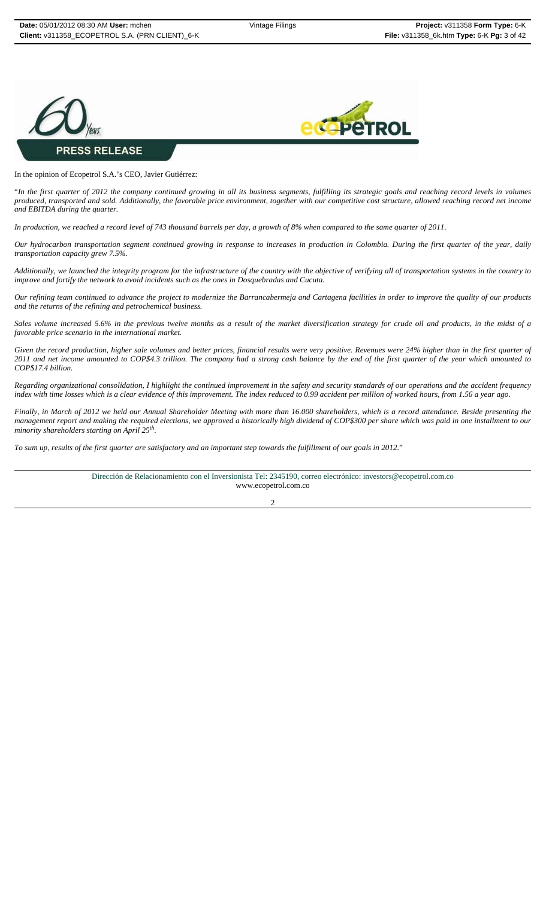**PRESS RELEASE**

In the opinion of Ecopetrol S.A.'s CEO, Javier Gutiérrez:

"*In the first quarter of 2012 the company continued growing in all its business segments, fulfilling its strategic goals and reaching record levels in volumes produced, transported and sold. Additionally, the favorable price environment, together with our competitive cost structure, allowed reaching record net income and EBITDA during the quarter.*

*In production, we reached a record level of 743 thousand barrels per day, a growth of 8% when compared to the same quarter of 2011.*

*Our hydrocarbon transportation segment continued growing in response to increases in production in Colombia. During the first quarter of the year, daily transportation capacity grew 7.5%.*

*Additionally, we launched the integrity program for the infrastructure of the country with the objective of verifying all of transportation systems in the country to improve and fortify the network to avoid incidents such as the ones in Dosquebradas and Cucuta.*

*Our refining team continued to advance the project to modernize the Barrancabermeja and Cartagena facilities in order to improve the quality of our products and the returns of the refining and petrochemical business.*

*Sales volume increased 5.6% in the previous twelve months as a result of the market diversification strategy for crude oil and products, in the midst of a favorable price scenario in the international market.*

*Given the record production, higher sale volumes and better prices, financial results were very positive. Revenues were 24% higher than in the first quarter of 2011 and net income amounted to COP$4.3 trillion. The company had a strong cash balance by the end of the first quarter of the year which amounted to COP$17.4 billion.*

*Regarding organizational consolidation, I highlight the continued improvement in the safety and security standards of our operations and the accident frequency index with time losses which is a clear evidence of this improvement. The index reduced to 0.99 accident per million of worked hours, from 1.56 a year ago.*

*Finally, in March of 2012 we held our Annual Shareholder Meeting with more than 16.000 shareholders, which is a record attendance. Beside presenting the management report and making the required elections, we approved a historically high dividend of COP$300 per share which was paid in one installment to our minority shareholders starting on April 25th.*

*To sum up, results of the first quarter are satisfactory and an important step towards the fulfillment of our goals in 2012.*"

Dirección de Relacionamiento con el Inversionista Tel: 2345190, correo electrónico: investors@ecopetrol.com.co
www.ecopetrol.com.co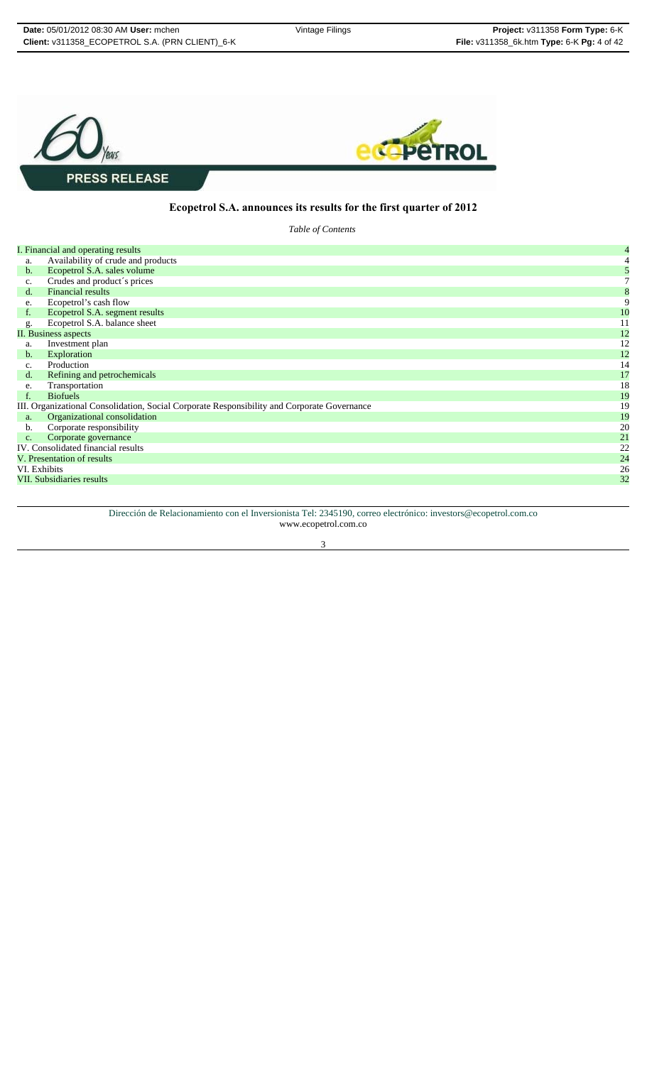**PRESS RELEASE**

## Ecopetrol S.A. announces its results for the first quarter of 2012

*Table of Contents*

| | |
|---|---|
| I. Financial and operating results | 4 |
| a. Availability of crude and products | 4 |
| b. Ecopetrol S.A. sales volume | 5 |
| c. Crudes and product´s prices | 7 |
| d. Financial results | 8 |
| e. Ecopetrol’s cash flow | 9 |
| f. Ecopetrol S.A. segment results | 10 |
| g. Ecopetrol S.A. balance sheet | 11 |
| II. Business aspects | 12 |
| a. Investment plan | 12 |
| b. Exploration | 12 |
| c. Production | 14 |
| d. Refining and petrochemicals | 17 |
| e. Transportation | 18 |
| f. Biofuels | 19 |
| III. Organizational Consolidation, Social Corporate Responsibility and Corporate Governance | 19 |
| a. Organizational consolidation | 19 |
| b. Corporate responsibility | 20 |
| c. Corporate governance | 21 |
| IV. Consolidated financial results | 22 |
| V. Presentation of results | 24 |
| VI. Exhibits | 26 |
| VII. Subsidiaries results | 32 |

Dirección de Relacionamiento con el Inversionista Tel: 2345190, correo electrónico: investors@ecopetrol.com.co
www.ecopetrol.com.co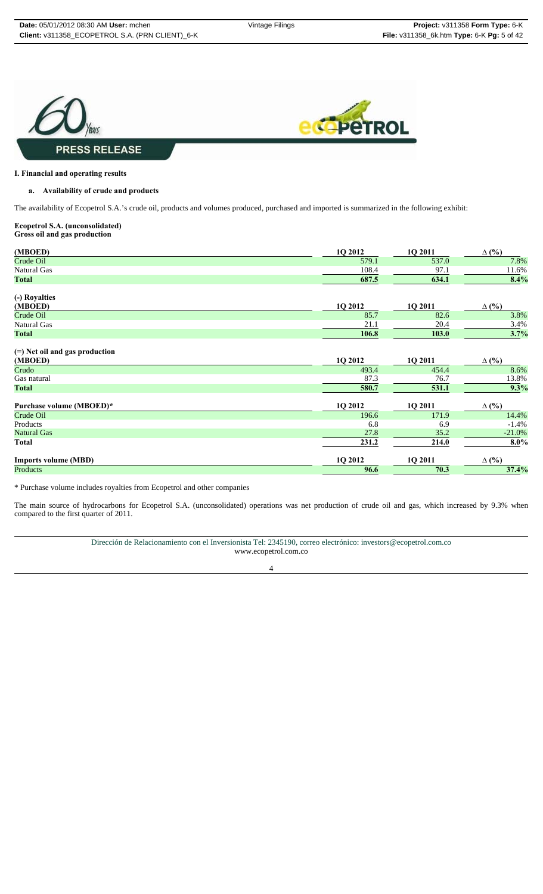**PRESS RELEASE**

## I. Financial and operating results

### a. Availability of crude and products

The availability of Ecopetrol S.A.'s crude oil, products and volumes produced, purchased and imported is summarized in the following exhibit:

**Ecopetrol S.A. (unconsolidated)**
**Gross oil and gas production**

| (MBOED) | 1Q 2012 | 1Q 2011 | Δ (%) |
|---|---|---|---|
| Crude Oil | 579.1 | 537.0 | 7.8% |
| Natural Gas | 108.4 | 97.1 | 11.6% |
| **Total** | **687.5** | **634.1** | **8.4%** |

**(-) Royalties**

| (MBOED) | 1Q 2012 | 1Q 2011 | Δ (%) |
|---|---|---|---|
| Crude Oil | 85.7 | 82.6 | 3.8% |
| Natural Gas | 21.1 | 20.4 | 3.4% |
| **Total** | **106.8** | **103.0** | **3.7%** |

**(=) Net oil and gas production**

| (MBOED) | 1Q 2012 | 1Q 2011 | Δ (%) |
|---|---|---|---|
| Crudo | 493.4 | 454.4 | 8.6% |
| Gas natural | 87.3 | 76.7 | 13.8% |
| **Total** | **580.7** | **531.1** | **9.3%** |

| Purchase volume (MBOED)* | 1Q 2012 | 1Q 2011 | Δ (%) |
|---|---|---|---|
| Crude Oil | 196.6 | 171.9 | 14.4% |
| Products | 6.8 | 6.9 | -1.4% |
| Natural Gas | 27.8 | 35.2 | -21.0% |
| **Total** | **231.2** | **214.0** | **8.0%** |

| Imports volume (MBD) | 1Q 2012 | 1Q 2011 | Δ (%) |
|---|---|---|---|
| Products | **96.6** | **70.3** | **37.4%** |

* Purchase volume includes royalties from Ecopetrol and other companies

The main source of hydrocarbons for Ecopetrol S.A. (unconsolidated) operations was net production of crude oil and gas, which increased by 9.3% when compared to the first quarter of 2011.

Dirección de Relacionamiento con el Inversionista Tel: 2345190, correo electrónico: investors@ecopetrol.com.co
www.ecopetrol.com.co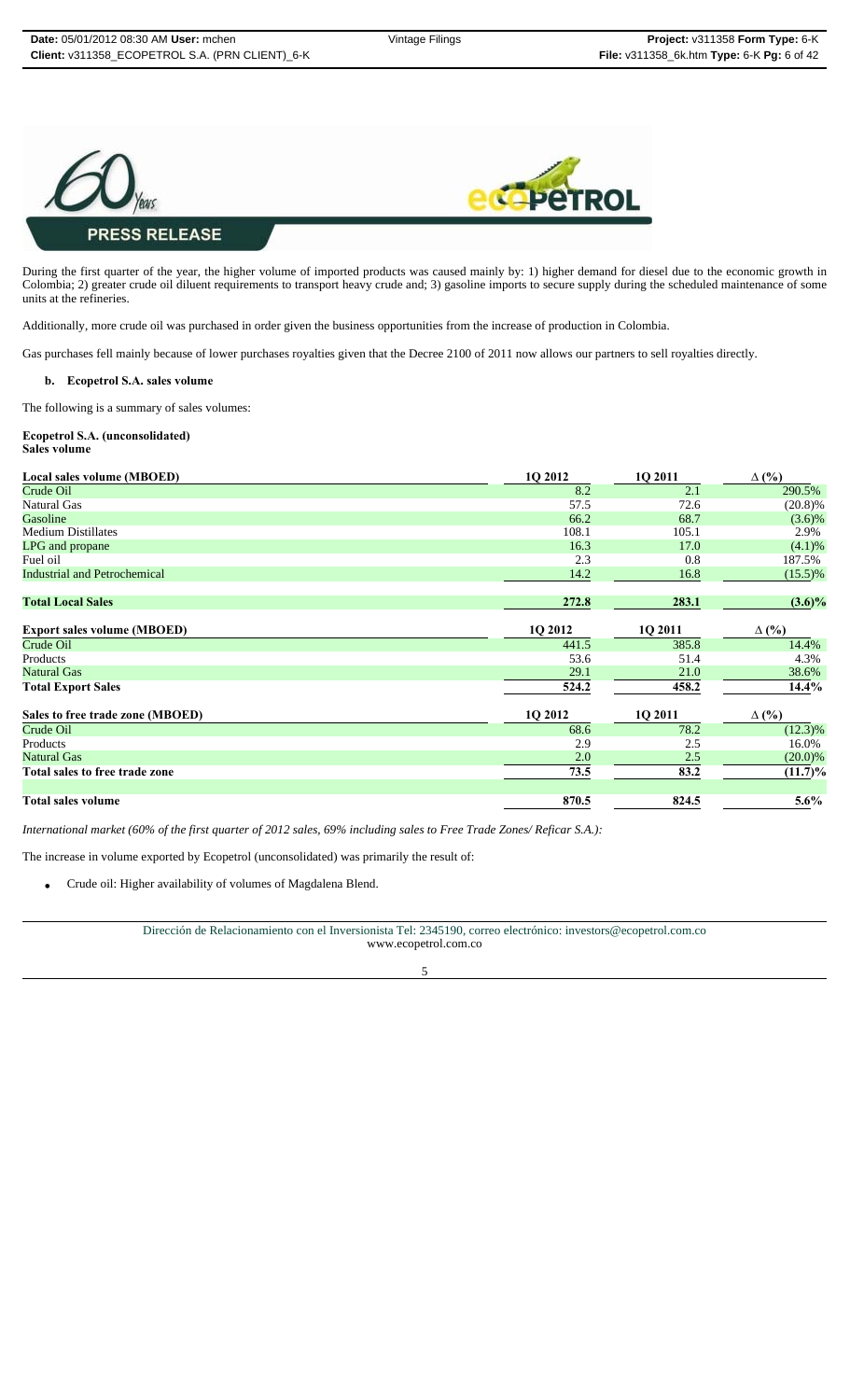During the first quarter of the year, the higher volume of imported products was caused mainly by: 1) higher demand for diesel due to the economic growth in Colombia; 2) greater crude oil diluent requirements to transport heavy crude and; 3) gasoline imports to secure supply during the scheduled maintenance of some units at the refineries.

Additionally, more crude oil was purchased in order given the business opportunities from the increase of production in Colombia.

Gas purchases fell mainly because of lower purchases royalties given that the Decree 2100 of 2011 now allows our partners to sell royalties directly.

**b. Ecopetrol S.A. sales volume**

The following is a summary of sales volumes:

**Ecopetrol S.A. (unconsolidated)**
**Sales volume**

| Local sales volume (MBOED) | 1Q 2012 | 1Q 2011 | Δ (%) |
|---|---|---|---|
| Crude Oil | 8.2 | 2.1 | 290.5% |
| Natural Gas | 57.5 | 72.6 | (20.8)% |
| Gasoline | 66.2 | 68.7 | (3.6)% |
| Medium Distillates | 108.1 | 105.1 | 2.9% |
| LPG and propane | 16.3 | 17.0 | (4.1)% |
| Fuel oil | 2.3 | 0.8 | 187.5% |
| Industrial and Petrochemical | 14.2 | 16.8 | (15.5)% |
| **Total Local Sales** | **272.8** | **283.1** | **(3.6)%** |
| **Export sales volume (MBOED)** | **1Q 2012** | **1Q 2011** | **Δ (%)** |
| Crude Oil | 441.5 | 385.8 | 14.4% |
| Products | 53.6 | 51.4 | 4.3% |
| Natural Gas | 29.1 | 21.0 | 38.6% |
| **Total Export Sales** | **524.2** | **458.2** | **14.4%** |
| **Sales to free trade zone (MBOED)** | **1Q 2012** | **1Q 2011** | **Δ (%)** |
| Crude Oil | 68.6 | 78.2 | (12.3)% |
| Products | 2.9 | 2.5 | 16.0% |
| Natural Gas | 2.0 | 2.5 | (20.0)% |
| **Total sales to free trade zone** | **73.5** | **83.2** | **(11.7)%** |
| **Total sales volume** | **870.5** | **824.5** | **5.6%** |

*International market (60% of the first quarter of 2012 sales, 69% including sales to Free Trade Zones/ Reficar S.A.):*

The increase in volume exported by Ecopetrol (unconsolidated) was primarily the result of:

- Crude oil: Higher availability of volumes of Magdalena Blend.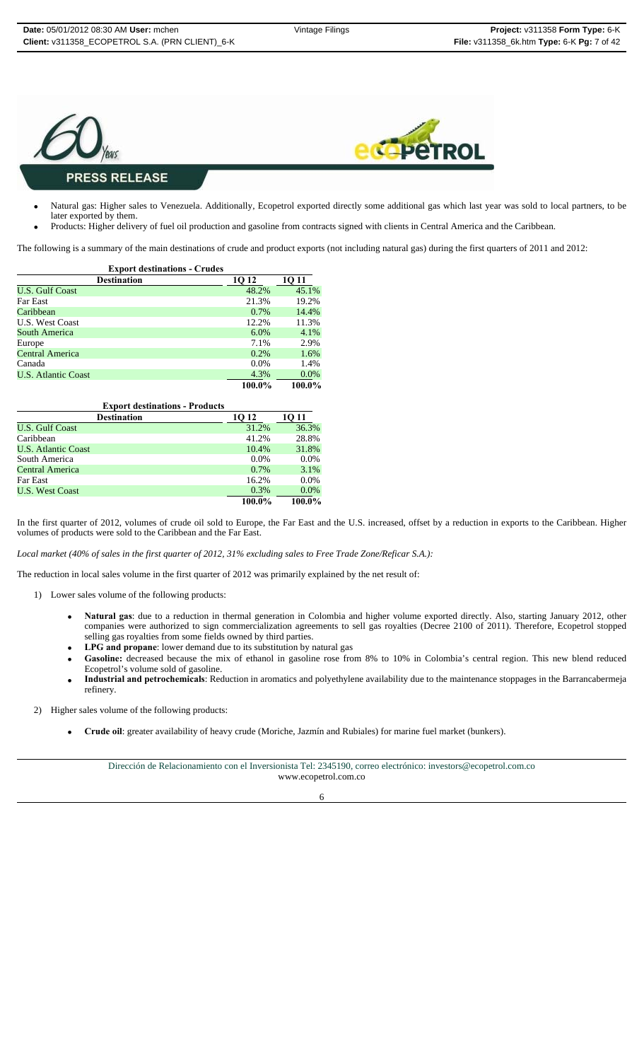**PRESS RELEASE**

- Natural gas: Higher sales to Venezuela. Additionally, Ecopetrol exported directly some additional gas which last year was sold to local partners, to be later exported by them.
- Products: Higher delivery of fuel oil production and gasoline from contracts signed with clients in Central America and the Caribbean.

The following is a summary of the main destinations of crude and product exports (not including natural gas) during the first quarters of 2011 and 2012:

| Export destinations - Crudes | | |
|---|---|---|
| **Destination** | **1Q 12** | **1Q 11** |
| U.S. Gulf Coast | 48.2% | 45.1% |
| Far East | 21.3% | 19.2% |
| Caribbean | 0.7% | 14.4% |
| U.S. West Coast | 12.2% | 11.3% |
| South America | 6.0% | 4.1% |
| Europe | 7.1% | 2.9% |
| Central America | 0.2% | 1.6% |
| Canada | 0.0% | 1.4% |
| U.S. Atlantic Coast | 4.3% | 0.0% |
| | **100.0%** | **100.0%** |

| Export destinations - Products | | |
|---|---|---|
| **Destination** | **1Q 12** | **1Q 11** |
| U.S. Gulf Coast | 31.2% | 36.3% |
| Caribbean | 41.2% | 28.8% |
| U.S. Atlantic Coast | 10.4% | 31.8% |
| South America | 0.0% | 0.0% |
| Central America | 0.7% | 3.1% |
| Far East | 16.2% | 0.0% |
| U.S. West Coast | 0.3% | 0.0% |
| | **100.0%** | **100.0%** |

In the first quarter of 2012, volumes of crude oil sold to Europe, the Far East and the U.S. increased, offset by a reduction in exports to the Caribbean. Higher volumes of products were sold to the Caribbean and the Far East.

*Local market (40% of sales in the first quarter of 2012, 31% excluding sales to Free Trade Zone/Reficar S.A.):*

The reduction in local sales volume in the first quarter of 2012 was primarily explained by the net result of:

1) Lower sales volume of the following products:

   - **Natural gas**: due to a reduction in thermal generation in Colombia and higher volume exported directly. Also, starting January 2012, other companies were authorized to sign commercialization agreements to sell gas royalties (Decree 2100 of 2011). Therefore, Ecopetrol stopped selling gas royalties from some fields owned by third parties.
   - **LPG and propane**: lower demand due to its substitution by natural gas
   - **Gasoline:** decreased because the mix of ethanol in gasoline rose from 8% to 10% in Colombia's central region. This new blend reduced Ecopetrol's volume sold of gasoline.
   - **Industrial and petrochemicals**: Reduction in aromatics and polyethylene availability due to the maintenance stoppages in the Barrancabermeja refinery.

2) Higher sales volume of the following products:

   - **Crude oil**: greater availability of heavy crude (Moriche, Jazmín and Rubiales) for marine fuel market (bunkers).

Dirección de Relacionamiento con el Inversionista Tel: 2345190, correo electrónico: investors@ecopetrol.com.co
www.ecopetrol.com.co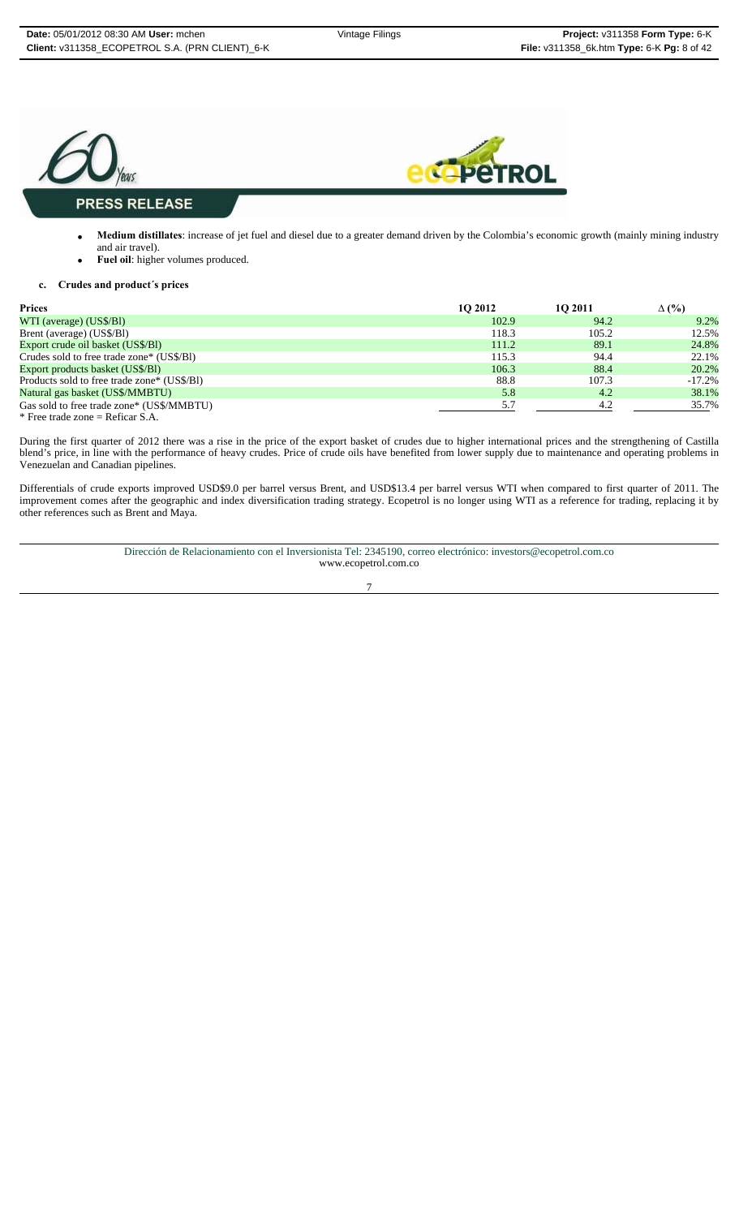- **Medium distillates**: increase of jet fuel and diesel due to a greater demand driven by the Colombia's economic growth (mainly mining industry and air travel).
- **Fuel oil**: higher volumes produced.

**c. Crudes and product´s prices**

| Prices | 1Q 2012 | 1Q 2011 | Δ (%) |
|---|---|---|---|
| WTI (average) (US$/Bl) | 102.9 | 94.2 | 9.2% |
| Brent (average) (US$/Bl) | 118.3 | 105.2 | 12.5% |
| Export crude oil basket (US$/Bl) | 111.2 | 89.1 | 24.8% |
| Crudes sold to free trade zone* (US$/Bl) | 115.3 | 94.4 | 22.1% |
| Export products basket (US$/Bl) | 106.3 | 88.4 | 20.2% |
| Products sold to free trade zone* (US$/Bl) | 88.8 | 107.3 | -17.2% |
| Natural gas basket (US$/MMBTU) | 5.8 | 4.2 | 38.1% |
| Gas sold to free trade zone* (US$/MMBTU) | 5.7 | 4.2 | 35.7% |

* Free trade zone = Reficar S.A.

During the first quarter of 2012 there was a rise in the price of the export basket of crudes due to higher international prices and the strengthening of Castilla blend's price, in line with the performance of heavy crudes. Price of crude oils have benefited from lower supply due to maintenance and operating problems in Venezuelan and Canadian pipelines.

Differentials of crude exports improved USD$9.0 per barrel versus Brent, and USD$13.4 per barrel versus WTI when compared to first quarter of 2011. The improvement comes after the geographic and index diversification trading strategy. Ecopetrol is no longer using WTI as a reference for trading, replacing it by other references such as Brent and Maya.

Dirección de Relacionamiento con el Inversionista Tel: 2345190, correo electrónico: investors@ecopetrol.com.co
www.ecopetrol.com.co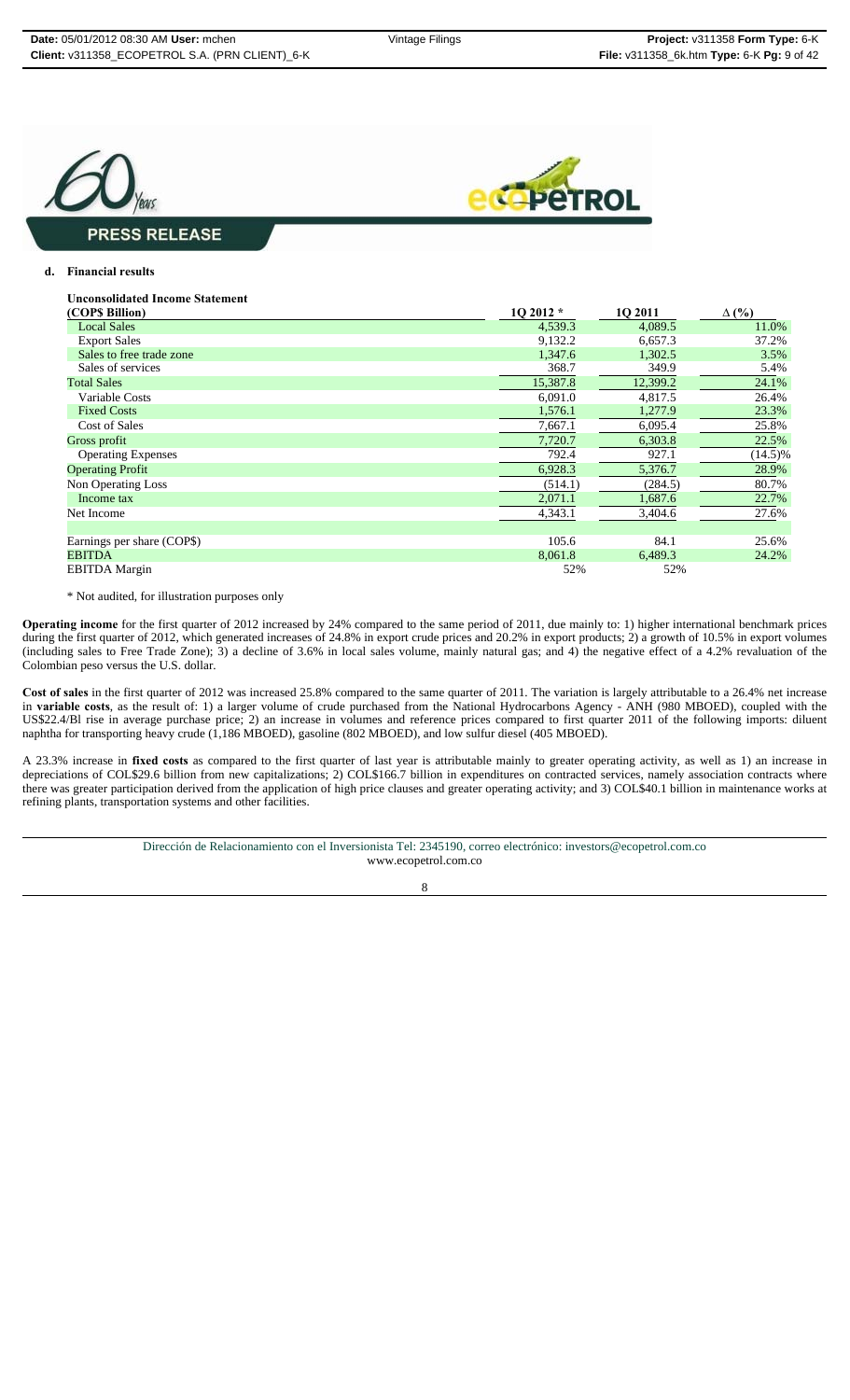**PRESS RELEASE**

**d. Financial results**

| **Unconsolidated Income Statement (COP$ Billion)** | **1Q 2012 *** | **1Q 2011** | **Δ (%)** |
|---|---|---|---|
| Local Sales | 4,539.3 | 4,089.5 | 11.0% |
| Export Sales | 9,132.2 | 6,657.3 | 37.2% |
| Sales to free trade zone | 1,347.6 | 1,302.5 | 3.5% |
| Sales of services | 368.7 | 349.9 | 5.4% |
| Total Sales | 15,387.8 | 12,399.2 | 24.1% |
| Variable Costs | 6,091.0 | 4,817.5 | 26.4% |
| Fixed Costs | 1,576.1 | 1,277.9 | 23.3% |
| Cost of Sales | 7,667.1 | 6,095.4 | 25.8% |
| Gross profit | 7,720.7 | 6,303.8 | 22.5% |
| Operating Expenses | 792.4 | 927.1 | (14.5)% |
| Operating Profit | 6,928.3 | 5,376.7 | 28.9% |
| Non Operating Loss | (514.1) | (284.5) | 80.7% |
| Income tax | 2,071.1 | 1,687.6 | 22.7% |
| Net Income | 4,343.1 | 3,404.6 | 27.6% |
| | | | |
| Earnings per share (COP$) | 105.6 | 84.1 | 25.6% |
| EBITDA | 8,061.8 | 6,489.3 | 24.2% |
| EBITDA Margin | 52% | 52% | |

* Not audited, for illustration purposes only

**Operating income** for the first quarter of 2012 increased by 24% compared to the same period of 2011, due mainly to: 1) higher international benchmark prices during the first quarter of 2012, which generated increases of 24.8% in export crude prices and 20.2% in export products; 2) a growth of 10.5% in export volumes (including sales to Free Trade Zone); 3) a decline of 3.6% in local sales volume, mainly natural gas; and 4) the negative effect of a 4.2% revaluation of the Colombian peso versus the U.S. dollar.

**Cost of sales** in the first quarter of 2012 was increased 25.8% compared to the same quarter of 2011. The variation is largely attributable to a 26.4% net increase in **variable costs**, as the result of: 1) a larger volume of crude purchased from the National Hydrocarbons Agency - ANH (980 MBOED), coupled with the US$22.4/Bl rise in average purchase price; 2) an increase in volumes and reference prices compared to first quarter 2011 of the following imports: diluent naphtha for transporting heavy crude (1,186 MBOED), gasoline (802 MBOED), and low sulfur diesel (405 MBOED).

A 23.3% increase in **fixed costs** as compared to the first quarter of last year is attributable mainly to greater operating activity, as well as 1) an increase in depreciations of COL$29.6 billion from new capitalizations; 2) COL$166.7 billion in expenditures on contracted services, namely association contracts where there was greater participation derived from the application of high price clauses and greater operating activity; and 3) COL$40.1 billion in maintenance works at refining plants, transportation systems and other facilities.

Dirección de Relacionamiento con el Inversionista Tel: 2345190, correo electrónico: investors@ecopetrol.com.co
www.ecopetrol.com.co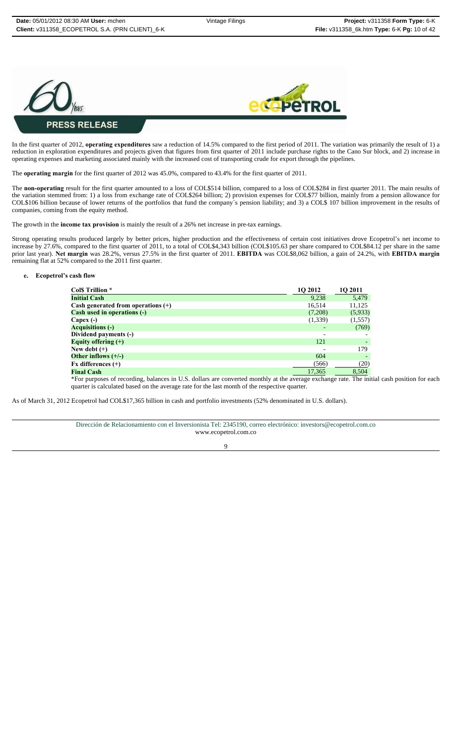**PRESS RELEASE**

In the first quarter of 2012, **operating expenditures** saw a reduction of 14.5% compared to the first period of 2011. The variation was primarily the result of 1) a reduction in exploration expenditures and projects given that figures from first quarter of 2011 include purchase rights to the Cano Sur block, and 2) increase in operating expenses and marketing associated mainly with the increased cost of transporting crude for export through the pipelines.

The **operating margin** for the first quarter of 2012 was 45.0%, compared to 43.4% for the first quarter of 2011.

The **non-operating** result for the first quarter amounted to a loss of COL$514 billion, compared to a loss of COL$284 in first quarter 2011. The main results of the variation stemmed from: 1) a loss from exchange rate of COL$264 billion; 2) provision expenses for COL$77 billion, mainly from a pension allowance for COL$106 billion because of lower returns of the portfolios that fund the company´s pension liability; and 3) a COL$ 107 billion improvement in the results of companies, coming from the equity method.

The growth in the **income tax provision** is mainly the result of a 26% net increase in pre-tax earnings.

Strong operating results produced largely by better prices, higher production and the effectiveness of certain cost initiatives drove Ecopetrol's net income to increase by 27.6%, compared to the first quarter of 2011, to a total of COL$4,343 billion (COL$105.63 per share compared to COL$84.12 per share in the same prior last year). **Net margin** was 28.2%, versus 27.5% in the first quarter of 2011. **EBITDA** was COL$8,062 billion, a gain of 24.2%, with **EBITDA margin** remaining flat at 52% compared to the 2011 first quarter.

**e. Ecopetrol's cash flow**

| Col$ Trillion * | 1Q 2012 | 1Q 2011 |
|---|---|---|
| **Initial Cash** | 9,238 | 5,479 |
| **Cash generated from operations (+)** | 16,514 | 11,125 |
| **Cash used in operations (-)** | (7,208) | (5,933) |
| **Capex (-)** | (1,339) | (1,557) |
| **Acquisitions (-)** | - | (769) |
| **Dividend payments (-)** | - | - |
| **Equity offering (+)** | 121 | - |
| **New debt (+)** | - | 179 |
| **Other inflows (+/-)** | 604 | - |
| **Fx differences (+)** | (566) | (20) |
| **Final Cash** | 17,365 | 8,504 |

*For purposes of recording, balances in U.S. dollars are converted monthly at the average exchange rate. The initial cash position for each quarter is calculated based on the average rate for the last month of the respective quarter.

As of March 31, 2012 Ecopetrol had COL$17,365 billion in cash and portfolio investments (52% denominated in U.S. dollars).

Dirección de Relacionamiento con el Inversionista Tel: 2345190, correo electrónico: investors@ecopetrol.com.co
www.ecopetrol.com.co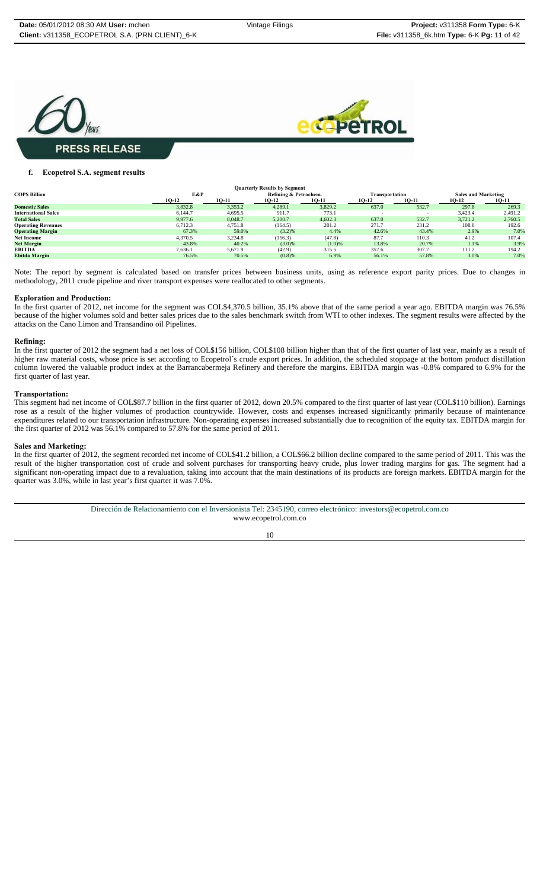**PRESS RELEASE**

### f. Ecopetrol S.A. segment results

**Quarterly Results by Segment**

| COP$ Billion | E&P | | Refining & Petrochem. | | Transportation | | Sales and Marketing | |
|---|---|---|---|---|---|---|---|---|
| | 1Q-12 | 1Q-11 | 1Q-12 | 1Q-11 | 1Q-12 | 1Q-11 | 1Q-12 | 1Q-11 |
| **Domestic Sales** | 3,832.8 | 3,353.2 | 4,289.1 | 3,829.2 | 637.0 | 532.7 | 297.8 | 269.3 |
| **International Sales** | 6,144.7 | 4,695.5 | 911.7 | 773.1 | - | - | 3,423.4 | 2,491.2 |
| **Total Sales** | 9,977.6 | 8,048.7 | 5,200.7 | 4,602.3 | 637.0 | 532.7 | 3,721.2 | 2,760.5 |
| **Operating Revenues** | 6,712.3 | 4,751.8 | (164.5) | 201.2 | 271.7 | 231.2 | 108.8 | 192.6 |
| **Operating Margin** | 67.3% | 59.0% | (3.2)% | 4.4% | 42.6% | 43.4% | 2.9% | 7.0% |
| **Net Income** | 4,370.5 | 3,234.8 | (156.3) | (47.8) | 87.7 | 110.3 | 41.2 | 107.4 |
| **Net Margin** | 43.8% | 40.2% | (3.0)% | (1.0)% | 13.8% | 20.7% | 1.1% | 3.9% |
| **EBITDA** | 7,636.1 | 5,671.9 | (42.9) | 315.5 | 357.6 | 307.7 | 111.2 | 194.2 |
| **Ebitda Margin** | 76.5% | 70.5% | (0.8)% | 6.9% | 56.1% | 57.8% | 3.0% | 7.0% |

Note: The report by segment is calculated based on transfer prices between business units, using as reference export parity prices. Due to changes in methodology, 2011 crude pipeline and river transport expenses were reallocated to other segments.

#### Exploration and Production:

In the first quarter of 2012, net income for the segment was COL$4,370.5 billion, 35.1% above that of the same period a year ago. EBITDA margin was 76.5% because of the higher volumes sold and better sales prices due to the sales benchmark switch from WTI to other indexes. The segment results were affected by the attacks on the Cano Limon and Transandino oil Pipelines.

#### Refining:

In the first quarter of 2012 the segment had a net loss of COL$156 billion, COL$108 billion higher than that of the first quarter of last year, mainly as a result of higher raw material costs, whose price is set according to Ecopetrol´s crude export prices. In addition, the scheduled stoppage at the bottom product distillation column lowered the valuable product index at the Barrancabermeja Refinery and therefore the margins. EBITDA margin was -0.8% compared to 6.9% for the first quarter of last year.

#### Transportation:

This segment had net income of COL$87.7 billion in the first quarter of 2012, down 20.5% compared to the first quarter of last year (COL$110 billion). Earnings rose as a result of the higher volumes of production countrywide. However, costs and expenses increased significantly primarily because of maintenance expenditures related to our transportation infrastructure. Non-operating expenses increased substantially due to recognition of the equity tax. EBITDA margin for the first quarter of 2012 was 56.1% compared to 57.8% for the same period of 2011.

#### Sales and Marketing:

In the first quarter of 2012, the segment recorded net income of COL$41.2 billion, a COL$66.2 billion decline compared to the same period of 2011. This was the result of the higher transportation cost of crude and solvent purchases for transporting heavy crude, plus lower trading margins for gas. The segment had a significant non-operating impact due to a revaluation, taking into account that the main destinations of its products are foreign markets. EBITDA margin for the quarter was 3.0%, while in last year's first quarter it was 7.0%.

Dirección de Relacionamiento con el Inversionista Tel: 2345190, correo electrónico: investors@ecopetrol.com.co
www.ecopetrol.com.co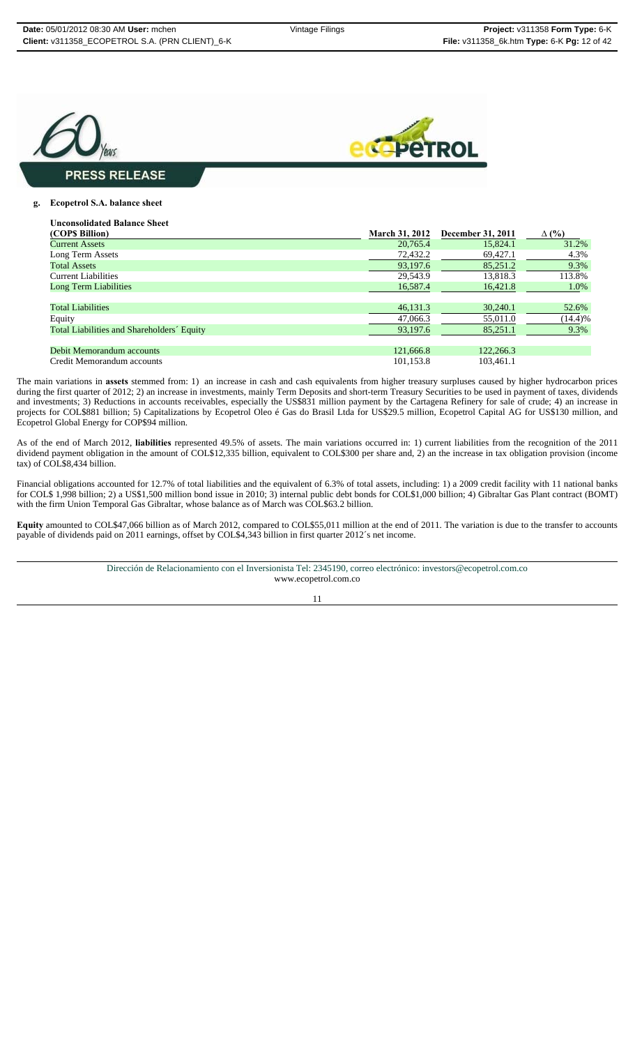**PRESS RELEASE**

**g. Ecopetrol S.A. balance sheet**

| Unconsolidated Balance Sheet (COP$ Billion) | March 31, 2012 | December 31, 2011 | Δ (%) |
|---|---|---|---|
| Current Assets | 20,765.4 | 15,824.1 | 31.2% |
| Long Term Assets | 72,432.2 | 69,427.1 | 4.3% |
| Total Assets | 93,197.6 | 85,251.2 | 9.3% |
| Current Liabilities | 29,543.9 | 13,818.3 | 113.8% |
| Long Term Liabilities | 16,587.4 | 16,421.8 | 1.0% |
| Total Liabilities | 46,131.3 | 30,240.1 | 52.6% |
| Equity | 47,066.3 | 55,011.0 | (14.4)% |
| Total Liabilities and Shareholders´ Equity | 93,197.6 | 85,251.1 | 9.3% |
| Debit Memorandum accounts | 121,666.8 | 122,266.3 | |
| Credit Memorandum accounts | 101,153.8 | 103,461.1 | |

The main variations in **assets** stemmed from: 1) an increase in cash and cash equivalents from higher treasury surpluses caused by higher hydrocarbon prices during the first quarter of 2012; 2) an increase in investments, mainly Term Deposits and short-term Treasury Securities to be used in payment of taxes, dividends and investments; 3) Reductions in accounts receivables, especially the US$831 million payment by the Cartagena Refinery for sale of crude; 4) an increase in projects for COL$881 billion; 5) Capitalizations by Ecopetrol Oleo é Gas do Brasil Ltda for US$29.5 million, Ecopetrol Capital AG for US$130 million, and Ecopetrol Global Energy for COP$94 million.

As of the end of March 2012, **liabilities** represented 49.5% of assets. The main variations occurred in: 1) current liabilities from the recognition of the 2011 dividend payment obligation in the amount of COL$12,335 billion, equivalent to COL$300 per share and, 2) an the increase in tax obligation provision (income tax) of COL$8,434 billion.

Financial obligations accounted for 12.7% of total liabilities and the equivalent of 6.3% of total assets, including: 1) a 2009 credit facility with 11 national banks for COL$ 1,998 billion; 2) a US$1,500 million bond issue in 2010; 3) internal public debt bonds for COL$1,000 billion; 4) Gibraltar Gas Plant contract (BOMT) with the firm Union Temporal Gas Gibraltar, whose balance as of March was COL$63.2 billion.

**Equity** amounted to COL$47,066 billion as of March 2012, compared to COL$55,011 million at the end of 2011. The variation is due to the transfer to accounts payable of dividends paid on 2011 earnings, offset by COL$4,343 billion in first quarter 2012´s net income.

Dirección de Relacionamiento con el Inversionista Tel: 2345190, correo electrónico: investors@ecopetrol.com.co
www.ecopetrol.com.co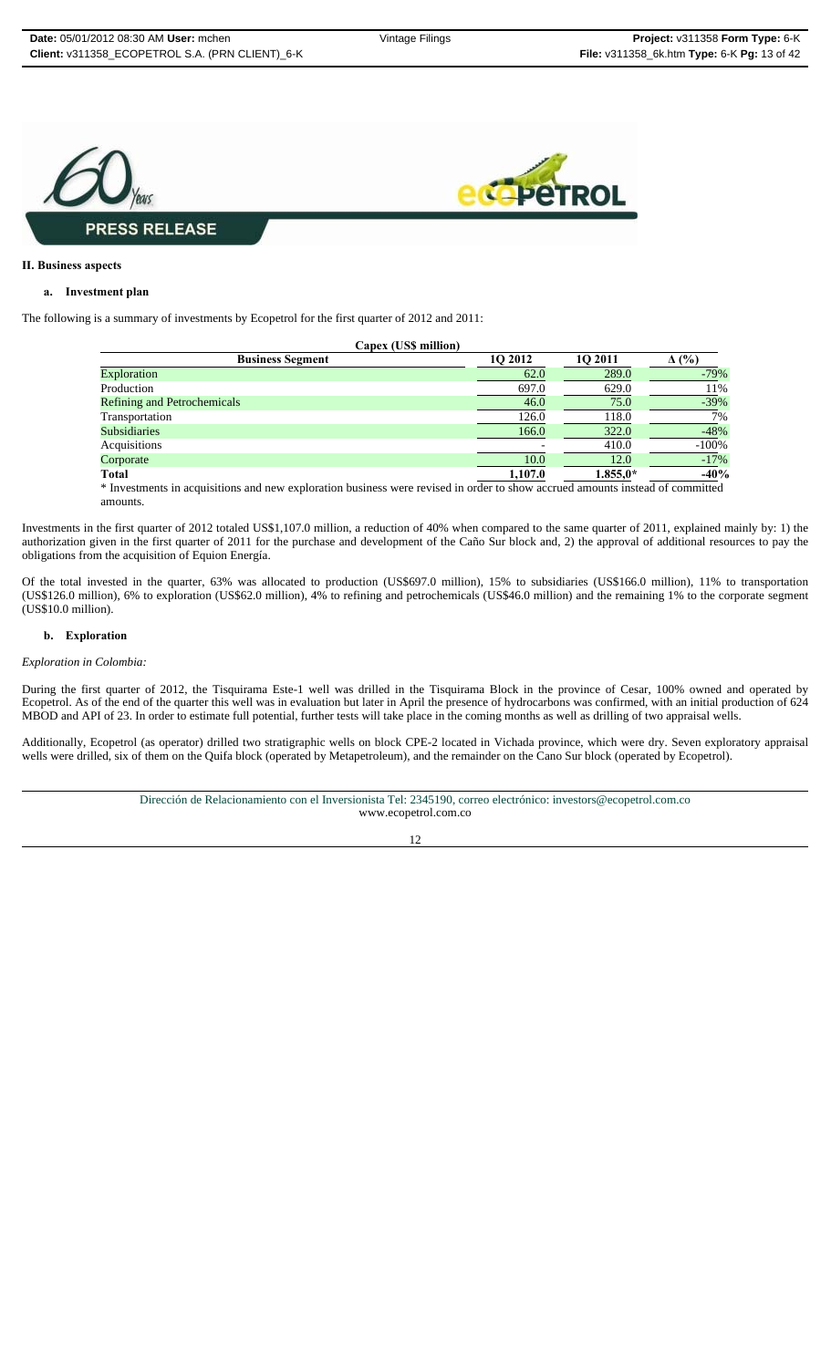**PRESS RELEASE**

## II. Business aspects

### a. Investment plan

The following is a summary of investments by Ecopetrol for the first quarter of 2012 and 2011:

| Capex (US$ million) | | | |
|---|---|---|---|
| **Business Segment** | **1Q 2012** | **1Q 2011** | **Δ (%)** |
| Exploration | 62.0 | 289.0 | -79% |
| Production | 697.0 | 629.0 | 11% |
| Refining and Petrochemicals | 46.0 | 75.0 | -39% |
| Transportation | 126.0 | 118.0 | 7% |
| Subsidiaries | 166.0 | 322.0 | -48% |
| Acquisitions | - | 410.0 | -100% |
| Corporate | 10.0 | 12.0 | -17% |
| **Total** | **1,107.0** | **1.855,0*** | **-40%** |

* Investments in acquisitions and new exploration business were revised in order to show accrued amounts instead of committed amounts.

Investments in the first quarter of 2012 totaled US$1,107.0 million, a reduction of 40% when compared to the same quarter of 2011, explained mainly by: 1) the authorization given in the first quarter of 2011 for the purchase and development of the Caño Sur block and, 2) the approval of additional resources to pay the obligations from the acquisition of Equion Energía.

Of the total invested in the quarter, 63% was allocated to production (US$697.0 million), 15% to subsidiaries (US$166.0 million), 11% to transportation (US$126.0 million), 6% to exploration (US$62.0 million), 4% to refining and petrochemicals (US$46.0 million) and the remaining 1% to the corporate segment (US$10.0 million).

### b. Exploration

*Exploration in Colombia:*

During the first quarter of 2012, the Tisquirama Este-1 well was drilled in the Tisquirama Block in the province of Cesar, 100% owned and operated by Ecopetrol. As of the end of the quarter this well was in evaluation but later in April the presence of hydrocarbons was confirmed, with an initial production of 624 MBOD and API of 23. In order to estimate full potential, further tests will take place in the coming months as well as drilling of two appraisal wells.

Additionally, Ecopetrol (as operator) drilled two stratigraphic wells on block CPE-2 located in Vichada province, which were dry. Seven exploratory appraisal wells were drilled, six of them on the Quifa block (operated by Metapetroleum), and the remainder on the Cano Sur block (operated by Ecopetrol).

Dirección de Relacionamiento con el Inversionista Tel: 2345190, correo electrónico: investors@ecopetrol.com.co
www.ecopetrol.com.co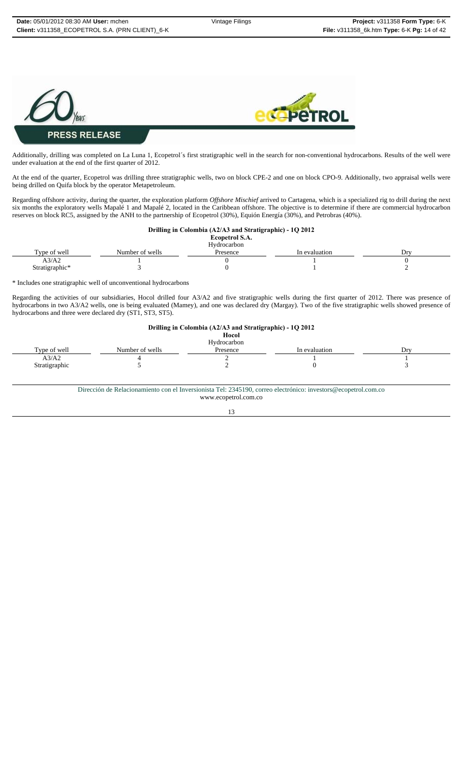PRESS RELEASE

Additionally, drilling was completed on La Luna 1, Ecopetrol´s first stratigraphic well in the search for non-conventional hydrocarbons. Results of the well were under evaluation at the end of the first quarter of 2012.

At the end of the quarter, Ecopetrol was drilling three stratigraphic wells, two on block CPE-2 and one on block CPO-9. Additionally, two appraisal wells were being drilled on Quifa block by the operator Metapetroleum.

Regarding offshore activity, during the quarter, the exploration platform *Offshore Mischief* arrived to Cartagena, which is a specialized rig to drill during the next six months the exploratory wells Mapalé 1 and Mapalé 2, located in the Caribbean offshore. The objective is to determine if there are commercial hydrocarbon reserves on block RC5, assigned by the ANH to the partnership of Ecopetrol (30%), Equión Energía (30%), and Petrobras (40%).

**Drilling in Colombia (A2/A3 and Stratigraphic) - 1Q 2012**
**Ecopetrol S.A.**

| Type of well | Number of wells | Hydrocarbon Presence | In evaluation | Dry |
|---|---|---|---|---|
| A3/A2 | 1 | 0 | 1 | 0 |
| Stratigraphic* | 3 | 0 | 1 | 2 |

* Includes one stratigraphic well of unconventional hydrocarbons

Regarding the activities of our subsidiaries, Hocol drilled four A3/A2 and five stratigraphic wells during the first quarter of 2012. There was presence of hydrocarbons in two A3/A2 wells, one is being evaluated (Mamey), and one was declared dry (Margay). Two of the five stratigraphic wells showed presence of hydrocarbons and three were declared dry (ST1, ST3, ST5).

**Drilling in Colombia (A2/A3 and Stratigraphic) - 1Q 2012**
**Hocol**

| Type of well | Number of wells | Hydrocarbon Presence | In evaluation | Dry |
|---|---|---|---|---|
| A3/A2 | 4 | 2 | 1 | 1 |
| Stratigraphic | 5 | 2 | 0 | 3 |

Dirección de Relacionamiento con el Inversionista Tel: 2345190, correo electrónico: investors@ecopetrol.com.co
www.ecopetrol.com.co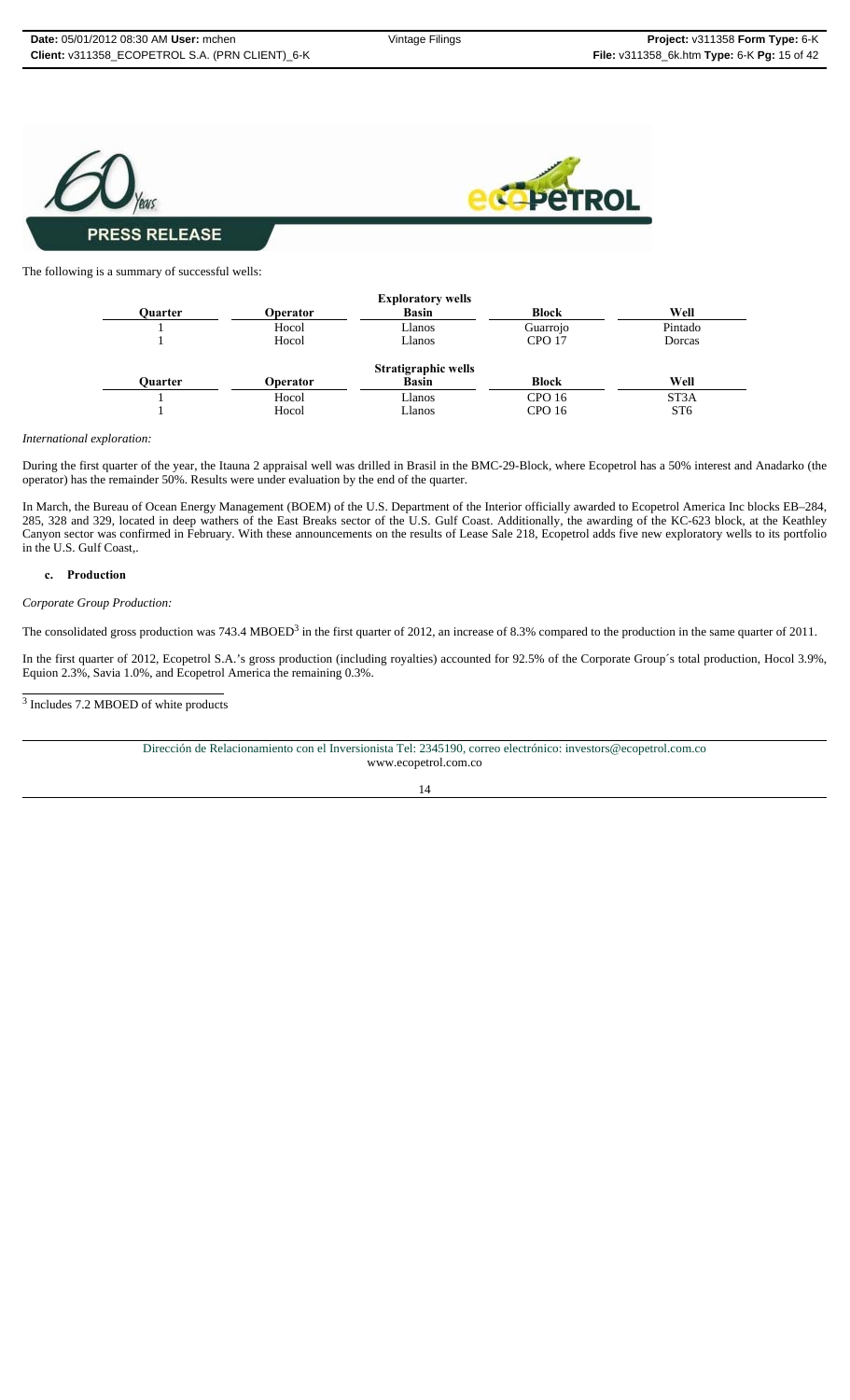**PRESS RELEASE**

The following is a summary of successful wells:

| Quarter | Operator | Exploratory wells Basin | Block | Well |
|---|---|---|---|---|
| 1 | Hocol | Llanos | Guarrojo | Pintado |
| 1 | Hocol | Llanos | CPO 17 | Dorcas |

| Quarter | Operator | Stratigraphic wells Basin | Block | Well |
|---|---|---|---|---|
| 1 | Hocol | Llanos | CPO 16 | ST3A |
| 1 | Hocol | Llanos | CPO 16 | ST6 |

*International exploration:*

During the first quarter of the year, the Itauna 2 appraisal well was drilled in Brasil in the BMC-29-Block, where Ecopetrol has a 50% interest and Anadarko (the operator) has the remainder 50%. Results were under evaluation by the end of the quarter.

In March, the Bureau of Ocean Energy Management (BOEM) of the U.S. Department of the Interior officially awarded to Ecopetrol America Inc blocks EB–284, 285, 328 and 329, located in deep wathers of the East Breaks sector of the U.S. Gulf Coast. Additionally, the awarding of the KC-623 block, at the Keathley Canyon sector was confirmed in February. With these announcements on the results of Lease Sale 218, Ecopetrol adds five new exploratory wells to its portfolio in the U.S. Gulf Coast,.

**c. Production**

*Corporate Group Production:*

The consolidated gross production was 743.4 MBOED[3] in the first quarter of 2012, an increase of 8.3% compared to the production in the same quarter of 2011.

In the first quarter of 2012, Ecopetrol S.A.'s gross production (including royalties) accounted for 92.5% of the Corporate Group´s total production, Hocol 3.9%, Equion 2.3%, Savia 1.0%, and Ecopetrol America the remaining 0.3%.

[3] Includes 7.2 MBOED of white products

Dirección de Relacionamiento con el Inversionista Tel: 2345190, correo electrónico: investors@ecopetrol.com.co
www.ecopetrol.com.co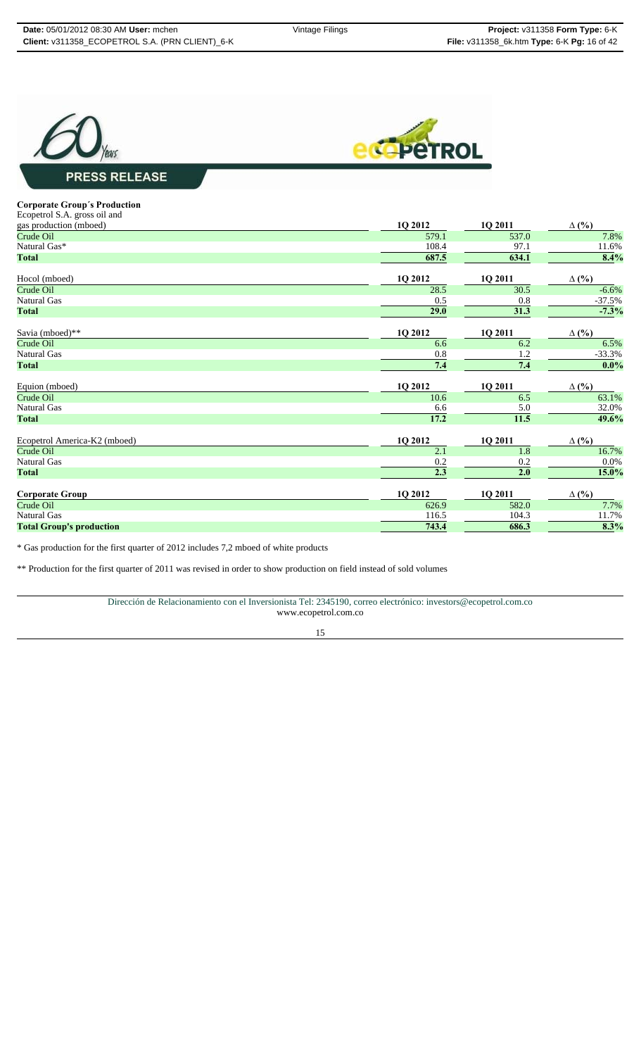**PRESS RELEASE**

**Corporate Group´s Production**

| Ecopetrol S.A. gross oil and gas production (mboed) | 1Q 2012 | 1Q 2011 | Δ (%) |
|---|---|---|---|
| Crude Oil | 579.1 | 537.0 | 7.8% |
| Natural Gas* | 108.4 | 97.1 | 11.6% |
| **Total** | **687.5** | **634.1** | **8.4%** |

| Hocol (mboed) | 1Q 2012 | 1Q 2011 | Δ (%) |
|---|---|---|---|
| Crude Oil | 28.5 | 30.5 | -6.6% |
| Natural Gas | 0.5 | 0.8 | -37.5% |
| **Total** | **29.0** | **31.3** | **-7.3%** |

| Savia (mboed)** | 1Q 2012 | 1Q 2011 | Δ (%) |
|---|---|---|---|
| Crude Oil | 6.6 | 6.2 | 6.5% |
| Natural Gas | 0.8 | 1.2 | -33.3% |
| **Total** | **7.4** | **7.4** | **0.0%** |

| Equion (mboed) | 1Q 2012 | 1Q 2011 | Δ (%) |
|---|---|---|---|
| Crude Oil | 10.6 | 6.5 | 63.1% |
| Natural Gas | 6.6 | 5.0 | 32.0% |
| **Total** | **17.2** | **11.5** | **49.6%** |

| Ecopetrol America-K2 (mboed) | 1Q 2012 | 1Q 2011 | Δ (%) |
|---|---|---|---|
| Crude Oil | 2.1 | 1.8 | 16.7% |
| Natural Gas | 0.2 | 0.2 | 0.0% |
| **Total** | **2.3** | **2.0** | **15.0%** |

| **Corporate Group** | 1Q 2012 | 1Q 2011 | Δ (%) |
|---|---|---|---|
| Crude Oil | 626.9 | 582.0 | 7.7% |
| Natural Gas | 116.5 | 104.3 | 11.7% |
| **Total Group's production** | **743.4** | **686.3** | **8.3%** |

\* Gas production for the first quarter of 2012 includes 7,2 mboed of white products

\*\* Production for the first quarter of 2011 was revised in order to show production on field instead of sold volumes

Dirección de Relacionamiento con el Inversionista Tel: 2345190, correo electrónico: investors@ecopetrol.com.co
www.ecopetrol.com.co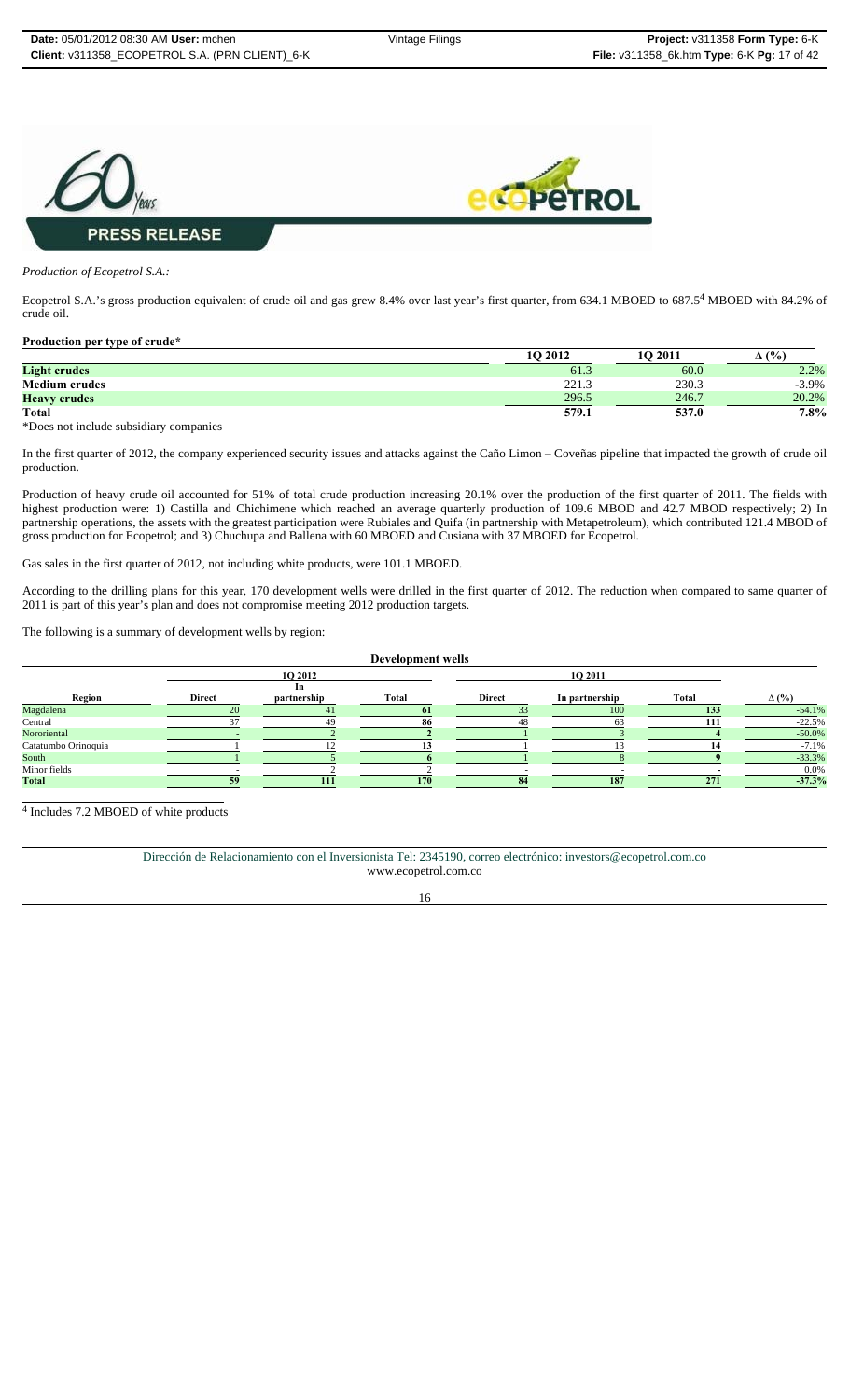**PRESS RELEASE**

*Production of Ecopetrol S.A.:*

Ecopetrol S.A.'s gross production equivalent of crude oil and gas grew 8.4% over last year's first quarter, from 634.1 MBOED to 687.5[4] MBOED with 84.2% of crude oil.

**Production per type of crude***

| | 1Q 2012 | 1Q 2011 | Δ (%) |
|---|---|---|---|
| **Light crudes** | 61.3 | 60.0 | 2.2% |
| **Medium crudes** | 221.3 | 230.3 | -3.9% |
| **Heavy crudes** | 296.5 | 246.7 | 20.2% |
| **Total** | **579.1** | **537.0** | **7.8%** |

*Does not include subsidiary companies

In the first quarter of 2012, the company experienced security issues and attacks against the Caño Limon – Coveñas pipeline that impacted the growth of crude oil production.

Production of heavy crude oil accounted for 51% of total crude production increasing 20.1% over the production of the first quarter of 2011. The fields with highest production were: 1) Castilla and Chichimene which reached an average quarterly production of 109.6 MBOD and 42.7 MBOD respectively; 2) In partnership operations, the assets with the greatest participation were Rubiales and Quifa (in partnership with Metapetroleum), which contributed 121.4 MBOD of gross production for Ecopetrol; and 3) Chuchupa and Ballena with 60 MBOED and Cusiana with 37 MBOED for Ecopetrol.

Gas sales in the first quarter of 2012, not including white products, were 101.1 MBOED.

According to the drilling plans for this year, 170 development wells were drilled in the first quarter of 2012. The reduction when compared to same quarter of 2011 is part of this year's plan and does not compromise meeting 2012 production targets.

The following is a summary of development wells by region:

**Development wells**

| | 1Q 2012 | | | 1Q 2011 | | | |
|---|---|---|---|---|---|---|---|
| **Region** | **Direct** | **In partnership** | **Total** | **Direct** | **In partnership** | **Total** | **Δ (%)** |
| Magdalena | 20 | 41 | 61 | 33 | 100 | 133 | -54.1% |
| Central | 37 | 49 | 86 | 48 | 63 | 111 | -22.5% |
| Nororiental | - | 2 | 2 | 1 | 3 | 4 | -50.0% |
| Catatumbo Orinoquia | 1 | 12 | 13 | 1 | 13 | 14 | -7.1% |
| South | 1 | 5 | 6 | 1 | 8 | 9 | -33.3% |
| Minor fields | - | 2 | 2 | - | - | - | 0.0% |
| **Total** | **59** | **111** | **170** | **84** | **187** | **271** | **-37.3%** |

[4] Includes 7.2 MBOED of white products

Dirección de Relacionamiento con el Inversionista Tel: 2345190, correo electrónico: investors@ecopetrol.com.co
www.ecopetrol.com.co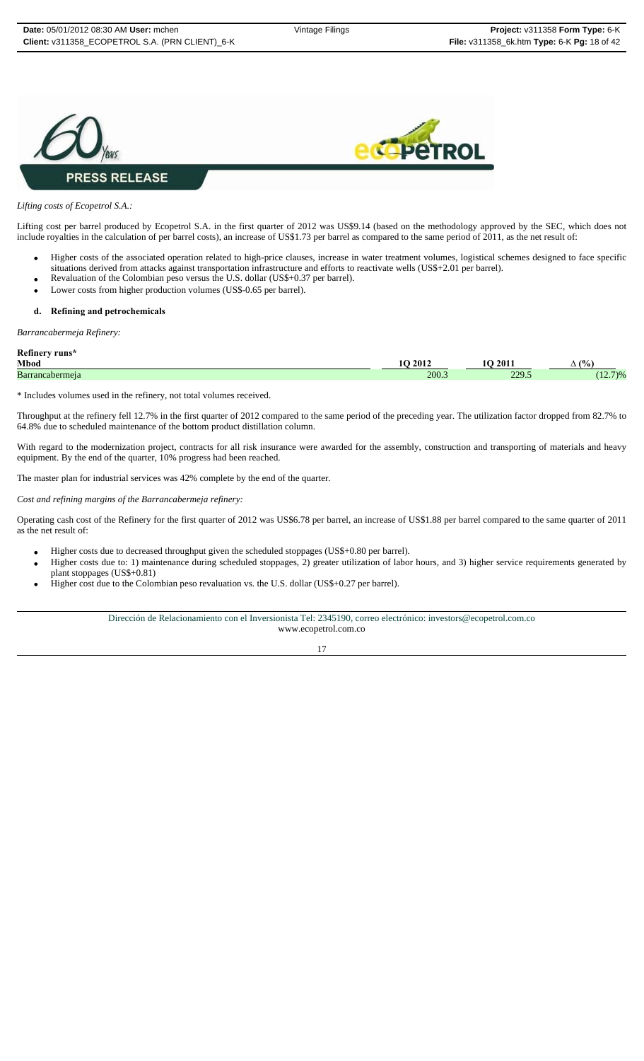*Lifting costs of Ecopetrol S.A.:*

Lifting cost per barrel produced by Ecopetrol S.A. in the first quarter of 2012 was US$9.14 (based on the methodology approved by the SEC, which does not include royalties in the calculation of per barrel costs), an increase of US$1.73 per barrel as compared to the same period of 2011, as the net result of:

- Higher costs of the associated operation related to high-price clauses, increase in water treatment volumes, logistical schemes designed to face specific situations derived from attacks against transportation infrastructure and efforts to reactivate wells (US$+2.01 per barrel).
- Revaluation of the Colombian peso versus the U.S. dollar (US$+0.37 per barrel).
- Lower costs from higher production volumes (US$-0.65 per barrel).

#### d. Refining and petrochemicals

*Barrancabermeja Refinery:*

**Refinery runs***

| Mbod | 1Q 2012 | 1Q 2011 | Δ (%) |
|---|---|---|---|
| Barrancabermeja | 200.3 | 229.5 | (12.7)% |

\* Includes volumes used in the refinery, not total volumes received.

Throughput at the refinery fell 12.7% in the first quarter of 2012 compared to the same period of the preceding year. The utilization factor dropped from 82.7% to 64.8% due to scheduled maintenance of the bottom product distillation column.

With regard to the modernization project, contracts for all risk insurance were awarded for the assembly, construction and transporting of materials and heavy equipment. By the end of the quarter, 10% progress had been reached.

The master plan for industrial services was 42% complete by the end of the quarter.

*Cost and refining margins of the Barrancabermeja refinery:*

Operating cash cost of the Refinery for the first quarter of 2012 was US$6.78 per barrel, an increase of US$1.88 per barrel compared to the same quarter of 2011 as the net result of:

- Higher costs due to decreased throughput given the scheduled stoppages (US$+0.80 per barrel).
- Higher costs due to: 1) maintenance during scheduled stoppages, 2) greater utilization of labor hours, and 3) higher service requirements generated by plant stoppages (US$+0.81)
- Higher cost due to the Colombian peso revaluation vs. the U.S. dollar (US$+0.27 per barrel).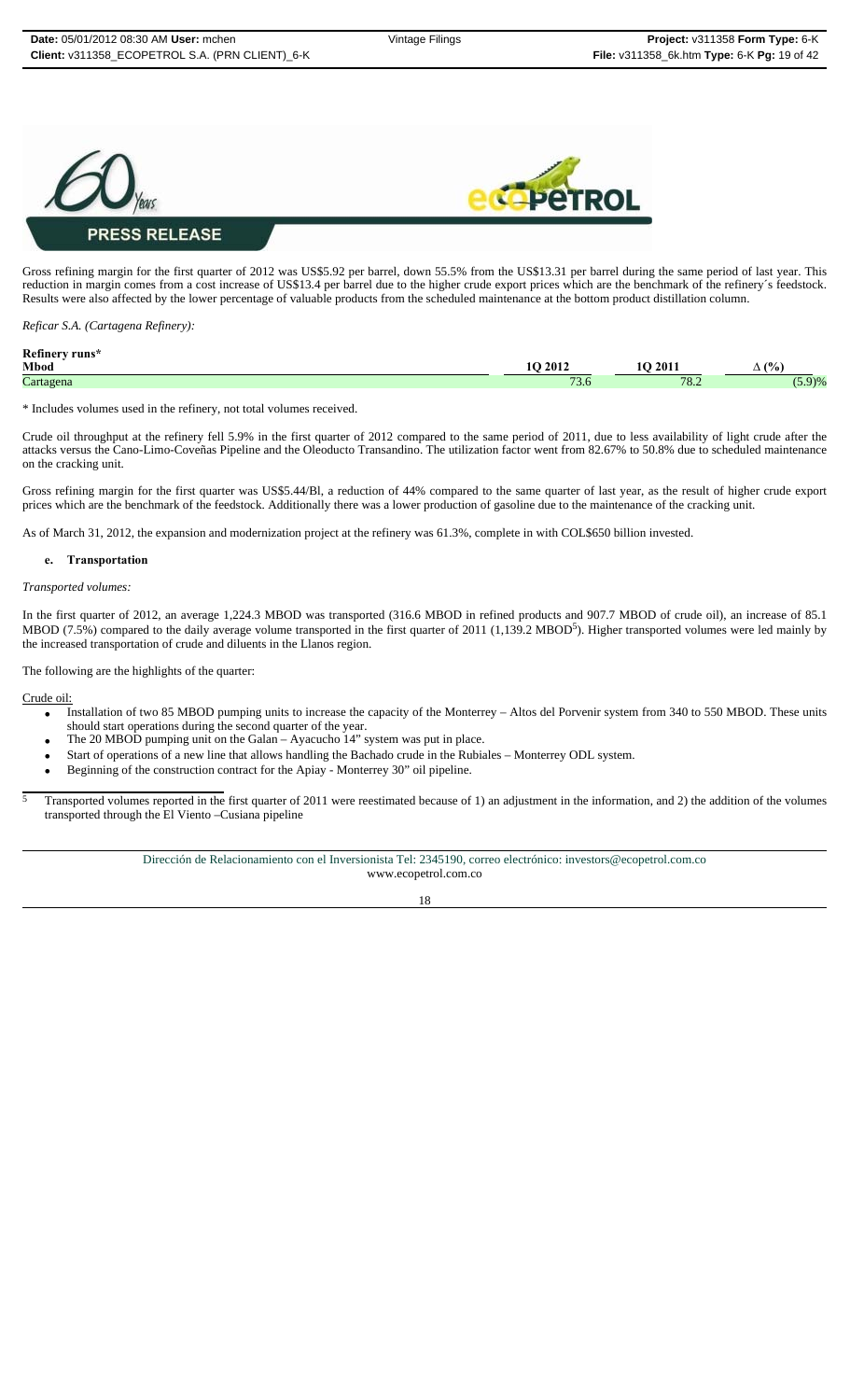Gross refining margin for the first quarter of 2012 was US$5.92 per barrel, down 55.5% from the US$13.31 per barrel during the same period of last year. This reduction in margin comes from a cost increase of US$13.4 per barrel due to the higher crude export prices which are the benchmark of the refinery´s feedstock. Results were also affected by the lower percentage of valuable products from the scheduled maintenance at the bottom product distillation column.

*Reficar S.A. (Cartagena Refinery):*

**Refinery runs***

| Mbod | 1Q 2012 | 1Q 2011 | Δ (%) |
|---|---|---|---|
| Cartagena | 73.6 | 78.2 | (5.9)% |

* Includes volumes used in the refinery, not total volumes received.

Crude oil throughput at the refinery fell 5.9% in the first quarter of 2012 compared to the same period of 2011, due to less availability of light crude after the attacks versus the Cano-Limo-Coveñas Pipeline and the Oleoducto Transandino. The utilization factor went from 82.67% to 50.8% due to scheduled maintenance on the cracking unit.

Gross refining margin for the first quarter was US$5.44/Bl, a reduction of 44% compared to the same quarter of last year, as the result of higher crude export prices which are the benchmark of the feedstock. Additionally there was a lower production of gasoline due to the maintenance of the cracking unit.

As of March 31, 2012, the expansion and modernization project at the refinery was 61.3%, complete in with COL$650 billion invested.

#### e. Transportation

*Transported volumes:*

In the first quarter of 2012, an average 1,224.3 MBOD was transported (316.6 MBOD in refined products and 907.7 MBOD of crude oil), an increase of 85.1 MBOD (7.5%) compared to the daily average volume transported in the first quarter of 2011 (1,139.2 MBOD[5]). Higher transported volumes were led mainly by the increased transportation of crude and diluents in the Llanos region.

The following are the highlights of the quarter:

Crude oil:

- Installation of two 85 MBOD pumping units to increase the capacity of the Monterrey – Altos del Porvenir system from 340 to 550 MBOD. These units should start operations during the second quarter of the year.
- The 20 MBOD pumping unit on the Galan – Ayacucho 14" system was put in place.
- Start of operations of a new line that allows handling the Bachado crude in the Rubiales – Monterrey ODL system.
- Beginning of the construction contract for the Apiay - Monterrey 30" oil pipeline.

[5] Transported volumes reported in the first quarter of 2011 were reestimated because of 1) an adjustment in the information, and 2) the addition of the volumes transported through the El Viento –Cusiana pipeline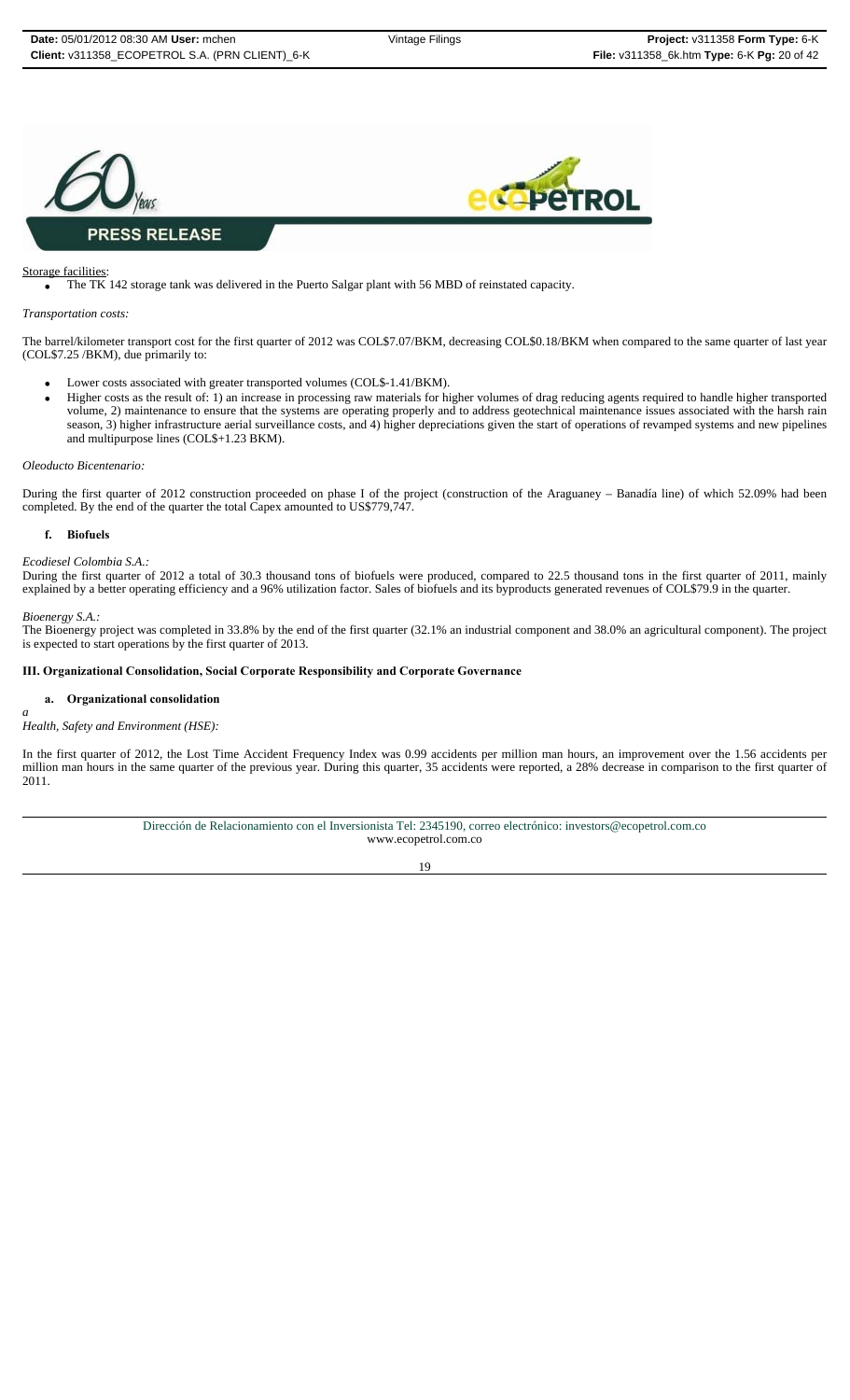Storage facilities:

- The TK 142 storage tank was delivered in the Puerto Salgar plant with 56 MBD of reinstated capacity.

*Transportation costs:*

The barrel/kilometer transport cost for the first quarter of 2012 was COL$7.07/BKM, decreasing COL$0.18/BKM when compared to the same quarter of last year (COL$7.25 /BKM), due primarily to:

- Lower costs associated with greater transported volumes (COL$-1.41/BKM).
- Higher costs as the result of: 1) an increase in processing raw materials for higher volumes of drag reducing agents required to handle higher transported volume, 2) maintenance to ensure that the systems are operating properly and to address geotechnical maintenance issues associated with the harsh rain season, 3) higher infrastructure aerial surveillance costs, and 4) higher depreciations given the start of operations of revamped systems and new pipelines and multipurpose lines (COL$+1.23 BKM).

*Oleoducto Bicentenario:*

During the first quarter of 2012 construction proceeded on phase I of the project (construction of the Araguaney – Banadía line) of which 52.09% had been completed. By the end of the quarter the total Capex amounted to US$779,747.

### f. Biofuels

*Ecodiesel Colombia S.A.:*

During the first quarter of 2012 a total of 30.3 thousand tons of biofuels were produced, compared to 22.5 thousand tons in the first quarter of 2011, mainly explained by a better operating efficiency and a 96% utilization factor. Sales of biofuels and its byproducts generated revenues of COL$79.9 in the quarter.

*Bioenergy S.A.:*

The Bioenergy project was completed in 33.8% by the end of the first quarter (32.1% an industrial component and 38.0% an agricultural component). The project is expected to start operations by the first quarter of 2013.

## III. Organizational Consolidation, Social Corporate Responsibility and Corporate Governance

### a. Organizational consolidation

*a*

*Health, Safety and Environment (HSE):*

In the first quarter of 2012, the Lost Time Accident Frequency Index was 0.99 accidents per million man hours, an improvement over the 1.56 accidents per million man hours in the same quarter of the previous year. During this quarter, 35 accidents were reported, a 28% decrease in comparison to the first quarter of 2011.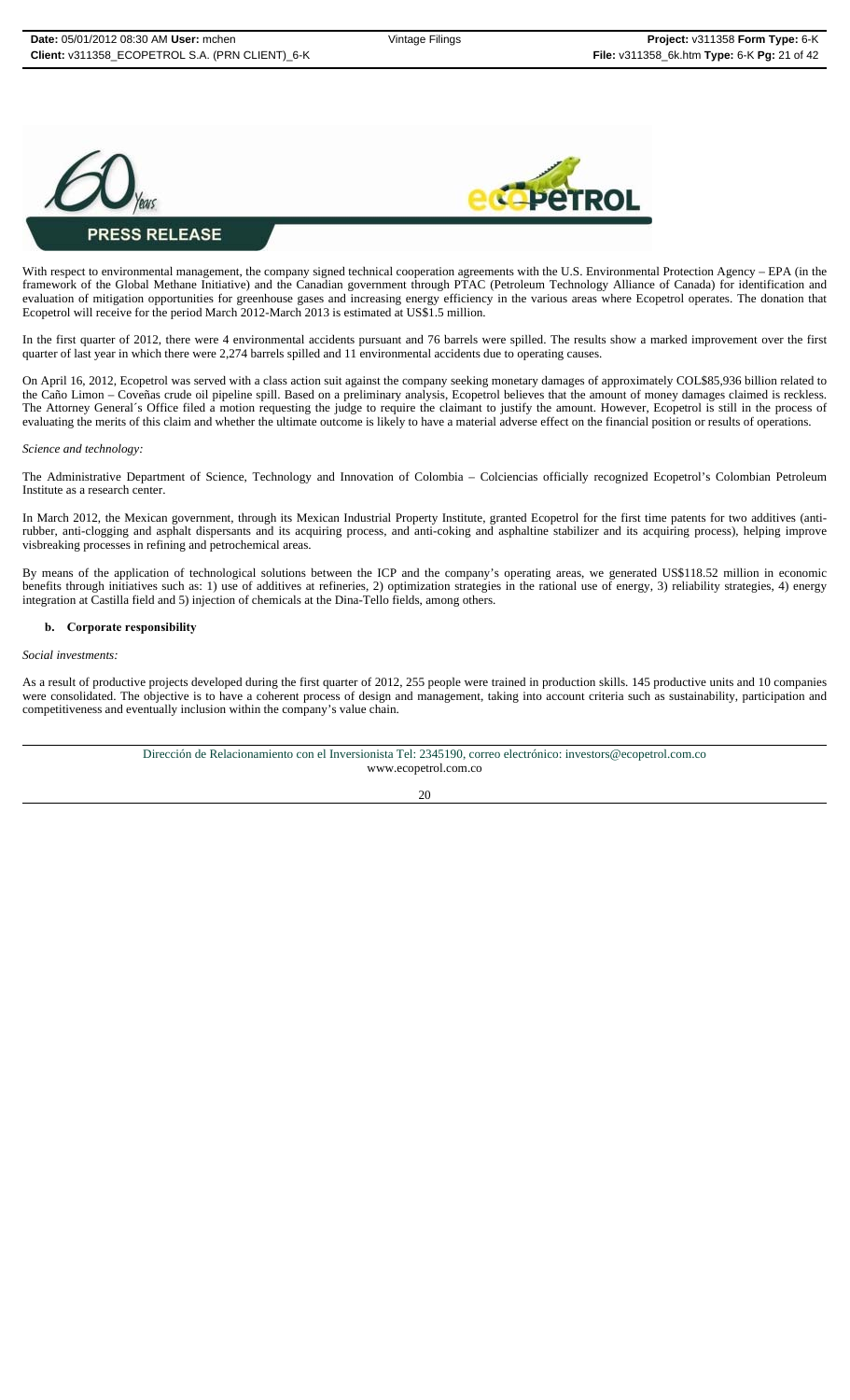With respect to environmental management, the company signed technical cooperation agreements with the U.S. Environmental Protection Agency – EPA (in the framework of the Global Methane Initiative) and the Canadian government through PTAC (Petroleum Technology Alliance of Canada) for identification and evaluation of mitigation opportunities for greenhouse gases and increasing energy efficiency in the various areas where Ecopetrol operates. The donation that Ecopetrol will receive for the period March 2012-March 2013 is estimated at US$1.5 million.

In the first quarter of 2012, there were 4 environmental accidents pursuant and 76 barrels were spilled. The results show a marked improvement over the first quarter of last year in which there were 2,274 barrels spilled and 11 environmental accidents due to operating causes.

On April 16, 2012, Ecopetrol was served with a class action suit against the company seeking monetary damages of approximately COL$85,936 billion related to the Caño Limon – Coveñas crude oil pipeline spill. Based on a preliminary analysis, Ecopetrol believes that the amount of money damages claimed is reckless. The Attorney General´s Office filed a motion requesting the judge to require the claimant to justify the amount. However, Ecopetrol is still in the process of evaluating the merits of this claim and whether the ultimate outcome is likely to have a material adverse effect on the financial position or results of operations.

*Science and technology:*

The Administrative Department of Science, Technology and Innovation of Colombia – Colciencias officially recognized Ecopetrol's Colombian Petroleum Institute as a research center.

In March 2012, the Mexican government, through its Mexican Industrial Property Institute, granted Ecopetrol for the first time patents for two additives (anti-rubber, anti-clogging and asphalt dispersants and its acquiring process, and anti-coking and asphaltine stabilizer and its acquiring process), helping improve visbreaking processes in refining and petrochemical areas.

By means of the application of technological solutions between the ICP and the company's operating areas, we generated US$118.52 million in economic benefits through initiatives such as: 1) use of additives at refineries, 2) optimization strategies in the rational use of energy, 3) reliability strategies, 4) energy integration at Castilla field and 5) injection of chemicals at the Dina-Tello fields, among others.

**b. Corporate responsibility**

*Social investments:*

As a result of productive projects developed during the first quarter of 2012, 255 people were trained in production skills. 145 productive units and 10 companies were consolidated. The objective is to have a coherent process of design and management, taking into account criteria such as sustainability, participation and competitiveness and eventually inclusion within the company's value chain.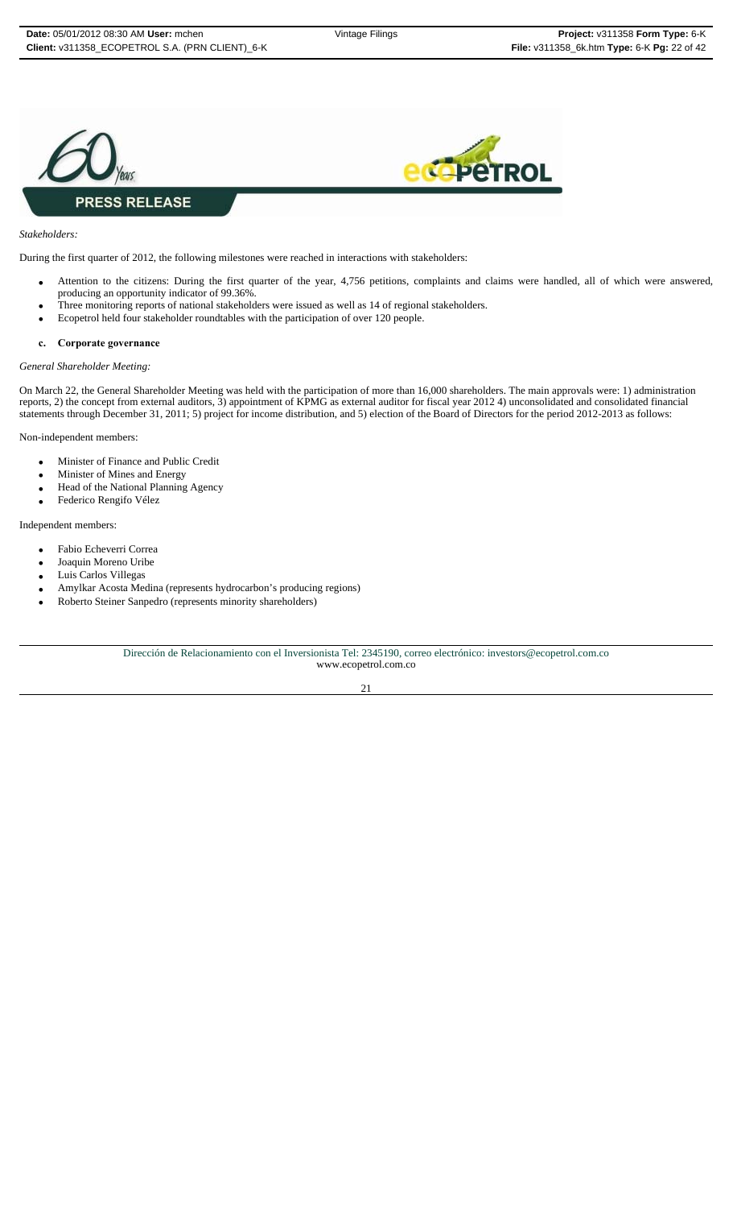*Stakeholders:*

During the first quarter of 2012, the following milestones were reached in interactions with stakeholders:

- Attention to the citizens: During the first quarter of the year, 4,756 petitions, complaints and claims were handled, all of which were answered, producing an opportunity indicator of 99.36%.
- Three monitoring reports of national stakeholders were issued as well as 14 of regional stakeholders.
- Ecopetrol held four stakeholder roundtables with the participation of over 120 people.

**c. Corporate governance**

*General Shareholder Meeting:*

On March 22, the General Shareholder Meeting was held with the participation of more than 16,000 shareholders. The main approvals were: 1) administration reports, 2) the concept from external auditors, 3) appointment of KPMG as external auditor for fiscal year 2012 4) unconsolidated and consolidated financial statements through December 31, 2011; 5) project for income distribution, and 5) election of the Board of Directors for the period 2012-2013 as follows:

Non-independent members:

- Minister of Finance and Public Credit
- Minister of Mines and Energy
- Head of the National Planning Agency
- Federico Rengifo Vélez

Independent members:

- Fabio Echeverri Correa
- Joaquin Moreno Uribe
- Luis Carlos Villegas
- Amylkar Acosta Medina (represents hydrocarbon's producing regions)
- Roberto Steiner Sanpedro (represents minority shareholders)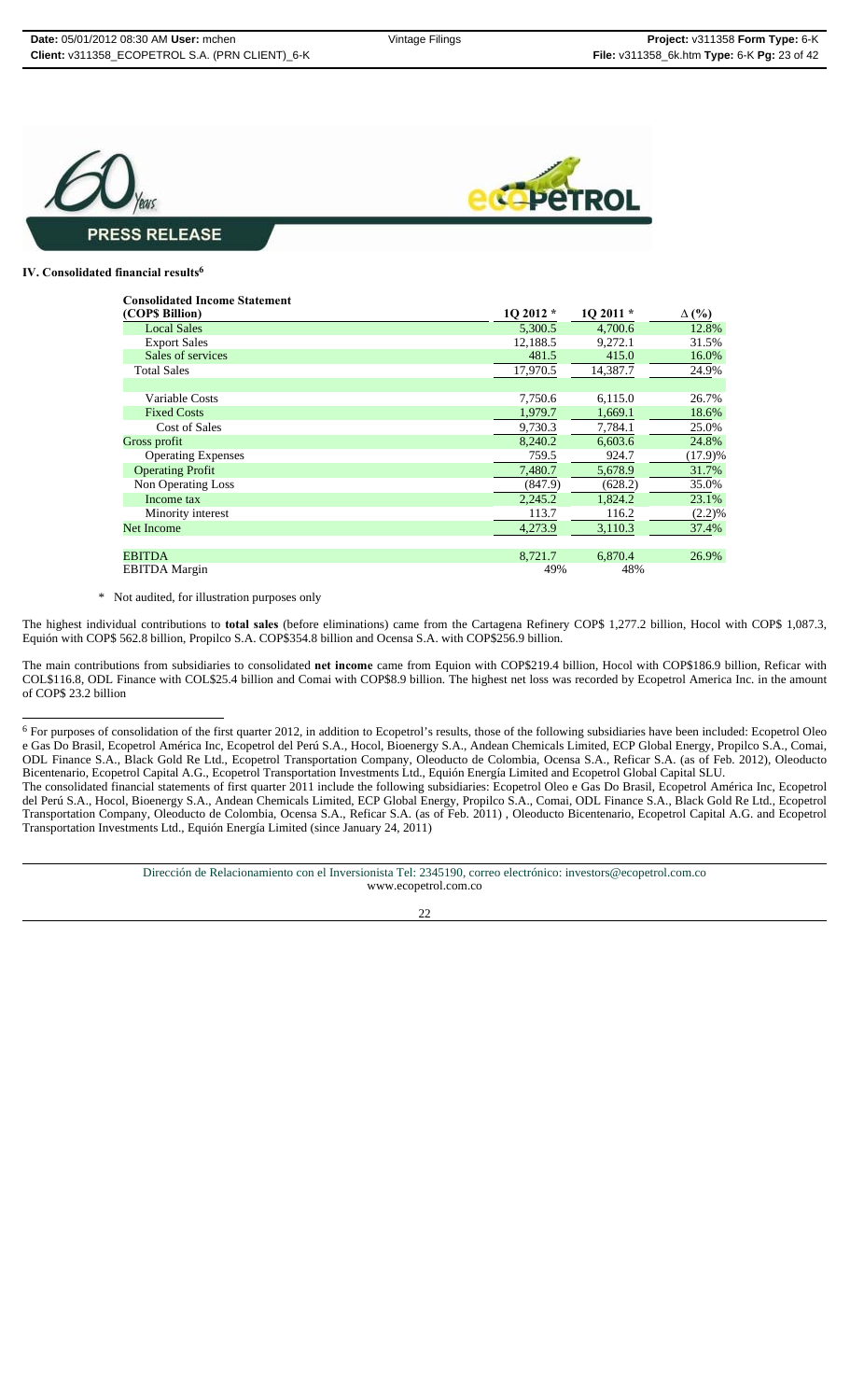**PRESS RELEASE**

### IV. Consolidated financial results[6]

| Consolidated Income Statement (COP$ Billion) | 1Q 2012 * | 1Q 2011 * | Δ (%) |
|---|---|---|---|
| Local Sales | 5,300.5 | 4,700.6 | 12.8% |
| Export Sales | 12,188.5 | 9,272.1 | 31.5% |
| Sales of services | 481.5 | 415.0 | 16.0% |
| Total Sales | 17,970.5 | 14,387.7 | 24.9% |
| | | | |
| Variable Costs | 7,750.6 | 6,115.0 | 26.7% |
| Fixed Costs | 1,979.7 | 1,669.1 | 18.6% |
| Cost of Sales | 9,730.3 | 7,784.1 | 25.0% |
| Gross profit | 8,240.2 | 6,603.6 | 24.8% |
| Operating Expenses | 759.5 | 924.7 | (17.9)% |
| Operating Profit | 7,480.7 | 5,678.9 | 31.7% |
| Non Operating Loss | (847.9) | (628.2) | 35.0% |
| Income tax | 2,245.2 | 1,824.2 | 23.1% |
| Minority interest | 113.7 | 116.2 | (2.2)% |
| Net Income | 4,273.9 | 3,110.3 | 37.4% |
| | | | |
| EBITDA | 8,721.7 | 6,870.4 | 26.9% |
| EBITDA Margin | 49% | 48% | |

\* Not audited, for illustration purposes only

The highest individual contributions to **total sales** (before eliminations) came from the Cartagena Refinery COP$ 1,277.2 billion, Hocol with COP$ 1,087.3, Equión with COP$ 562.8 billion, Propilco S.A. COP$354.8 billion and Ocensa S.A. with COP$256.9 billion.

The main contributions from subsidiaries to consolidated **net income** came from Equion with COP$219.4 billion, Hocol with COP$186.9 billion, Reficar with COL$116.8, ODL Finance with COL$25.4 billion and Comai with COP$8.9 billion. The highest net loss was recorded by Ecopetrol America Inc. in the amount of COP$ 23.2 billion

[6] For purposes of consolidation of the first quarter 2012, in addition to Ecopetrol's results, those of the following subsidiaries have been included: Ecopetrol Oleo e Gas Do Brasil, Ecopetrol América Inc, Ecopetrol del Perú S.A., Hocol, Bioenergy S.A., Andean Chemicals Limited, ECP Global Energy, Propilco S.A., Comai, ODL Finance S.A., Black Gold Re Ltd., Ecopetrol Transportation Company, Oleoducto de Colombia, Ocensa S.A., Reficar S.A. (as of Feb. 2012), Oleoducto Bicentenario, Ecopetrol Capital A.G., Ecopetrol Transportation Investments Ltd., Equión Energía Limited and Ecopetrol Global Capital SLU.
The consolidated financial statements of first quarter 2011 include the following subsidiaries: Ecopetrol Oleo e Gas Do Brasil, Ecopetrol América Inc, Ecopetrol del Perú S.A., Hocol, Bioenergy S.A., Andean Chemicals Limited, ECP Global Energy, Propilco S.A., Comai, ODL Finance S.A., Black Gold Re Ltd., Ecopetrol Transportation Company, Oleoducto de Colombia, Ocensa S.A., Reficar S.A. (as of Feb. 2011) , Oleoducto Bicentenario, Ecopetrol Capital A.G. and Ecopetrol Transportation Investments Ltd., Equión Energía Limited (since January 24, 2011)

Dirección de Relacionamiento con el Inversionista Tel: 2345190, correo electrónico: investors@ecopetrol.com.co
www.ecopetrol.com.co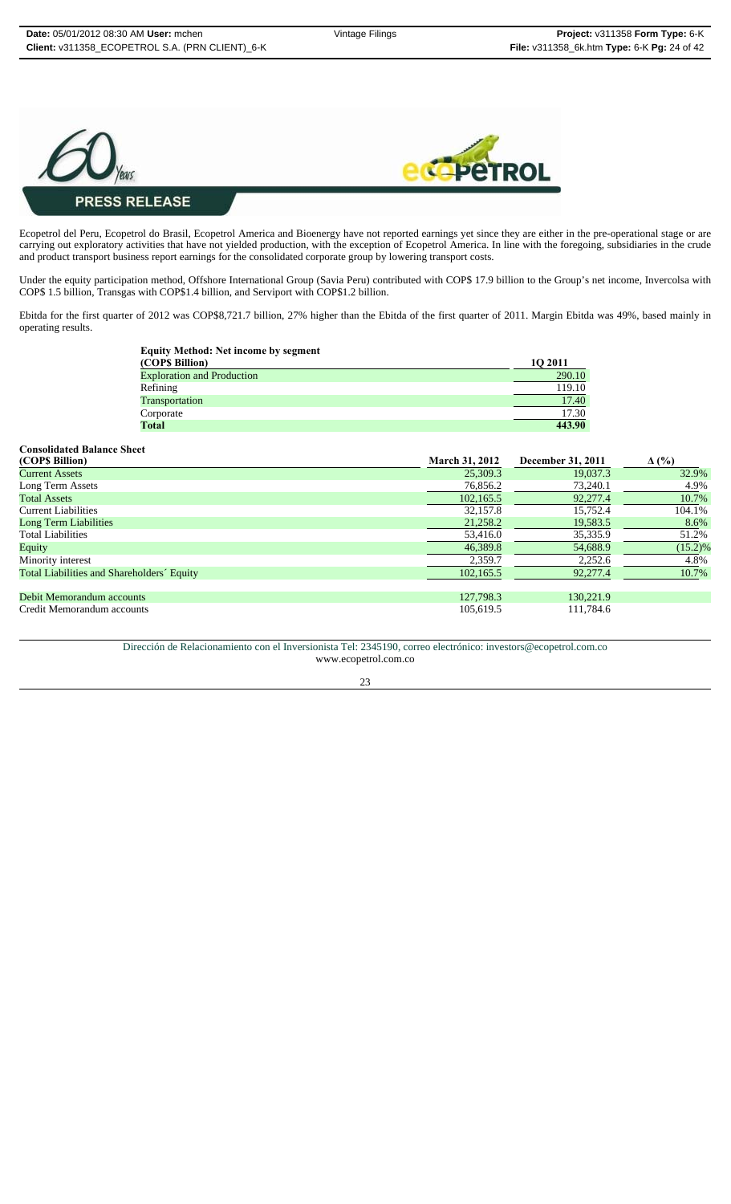**PRESS RELEASE**

Ecopetrol del Peru, Ecopetrol do Brasil, Ecopetrol America and Bioenergy have not reported earnings yet since they are either in the pre-operational stage or are carrying out exploratory activities that have not yielded production, with the exception of Ecopetrol America. In line with the foregoing, subsidiaries in the crude and product transport business report earnings for the consolidated corporate group by lowering transport costs.

Under the equity participation method, Offshore International Group (Savia Peru) contributed with COP$ 17.9 billion to the Group's net income, Invercolsa with COP$ 1.5 billion, Transgas with COP$1.4 billion, and Serviport with COP$1.2 billion.

Ebitda for the first quarter of 2012 was COP$8,721.7 billion, 27% higher than the Ebitda of the first quarter of 2011. Margin Ebitda was 49%, based mainly in operating results.

| **Equity Method: Net income by segment (COP$ Billion)** | **1Q 2011** |
|---|---|
| Exploration and Production | 290.10 |
| Refining | 119.10 |
| Transportation | 17.40 |
| Corporate | 17.30 |
| **Total** | **443.90** |

| **Consolidated Balance Sheet (COP$ Billion)** | **March 31, 2012** | **December 31, 2011** | **Δ (%)** |
|---|---|---|---|
| Current Assets | 25,309.3 | 19,037.3 | 32.9% |
| Long Term Assets | 76,856.2 | 73,240.1 | 4.9% |
| Total Assets | 102,165.5 | 92,277.4 | 10.7% |
| Current Liabilities | 32,157.8 | 15,752.4 | 104.1% |
| Long Term Liabilities | 21,258.2 | 19,583.5 | 8.6% |
| Total Liabilities | 53,416.0 | 35,335.9 | 51.2% |
| Equity | 46,389.8 | 54,688.9 | (15.2)% |
| Minority interest | 2,359.7 | 2,252.6 | 4.8% |
| Total Liabilities and Shareholders´ Equity | 102,165.5 | 92,277.4 | 10.7% |
| | | | |
| Debit Memorandum accounts | 127,798.3 | 130,221.9 | |
| Credit Memorandum accounts | 105,619.5 | 111,784.6 | |

Dirección de Relacionamiento con el Inversionista Tel: 2345190, correo electrónico: investors@ecopetrol.com.co
www.ecopetrol.com.co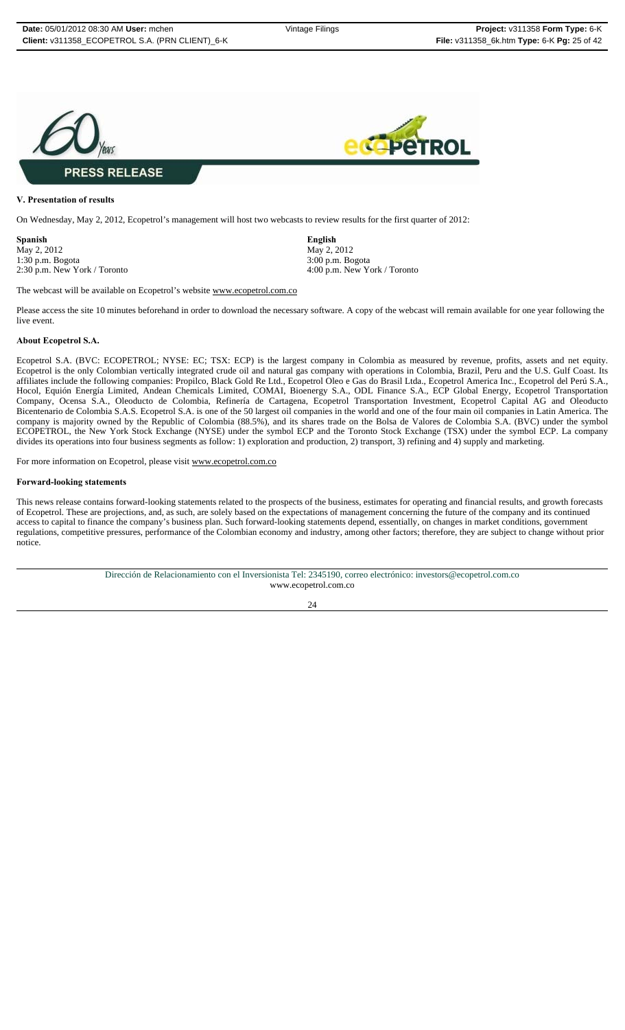**PRESS RELEASE**

### V. Presentation of results

On Wednesday, May 2, 2012, Ecopetrol's management will host two webcasts to review results for the first quarter of 2012:

| **Spanish** | **English** |
|---|---|
| May 2, 2012 | May 2, 2012 |
| 1:30 p.m. Bogota | 3:00 p.m. Bogota |
| 2:30 p.m. New York / Toronto | 4:00 p.m. New York / Toronto |

The webcast will be available on Ecopetrol's website www.ecopetrol.com.co

Please access the site 10 minutes beforehand in order to download the necessary software. A copy of the webcast will remain available for one year following the live event.

### About Ecopetrol S.A.

Ecopetrol S.A. (BVC: ECOPETROL; NYSE: EC; TSX: ECP) is the largest company in Colombia as measured by revenue, profits, assets and net equity. Ecopetrol is the only Colombian vertically integrated crude oil and natural gas company with operations in Colombia, Brazil, Peru and the U.S. Gulf Coast. Its affiliates include the following companies: Propilco, Black Gold Re Ltd., Ecopetrol Oleo e Gas do Brasil Ltda., Ecopetrol America Inc., Ecopetrol del Perú S.A., Hocol, Equión Energía Limited, Andean Chemicals Limited, COMAI, Bioenergy S.A., ODL Finance S.A., ECP Global Energy, Ecopetrol Transportation Company, Ocensa S.A., Oleoducto de Colombia, Refinería de Cartagena, Ecopetrol Transportation Investment, Ecopetrol Capital AG and Oleoducto Bicentenario de Colombia S.A.S. Ecopetrol S.A. is one of the 50 largest oil companies in the world and one of the four main oil companies in Latin America. The company is majority owned by the Republic of Colombia (88.5%), and its shares trade on the Bolsa de Valores de Colombia S.A. (BVC) under the symbol ECOPETROL, the New York Stock Exchange (NYSE) under the symbol ECP and the Toronto Stock Exchange (TSX) under the symbol ECP. La company divides its operations into four business segments as follow: 1) exploration and production, 2) transport, 3) refining and 4) supply and marketing.

For more information on Ecopetrol, please visit www.ecopetrol.com.co

### Forward-looking statements

This news release contains forward-looking statements related to the prospects of the business, estimates for operating and financial results, and growth forecasts of Ecopetrol. These are projections, and, as such, are solely based on the expectations of management concerning the future of the company and its continued access to capital to finance the company's business plan. Such forward-looking statements depend, essentially, on changes in market conditions, government regulations, competitive pressures, performance of the Colombian economy and industry, among other factors; therefore, they are subject to change without prior notice.

Dirección de Relacionamiento con el Inversionista Tel: 2345190, correo electrónico: investors@ecopetrol.com.co
www.ecopetrol.com.co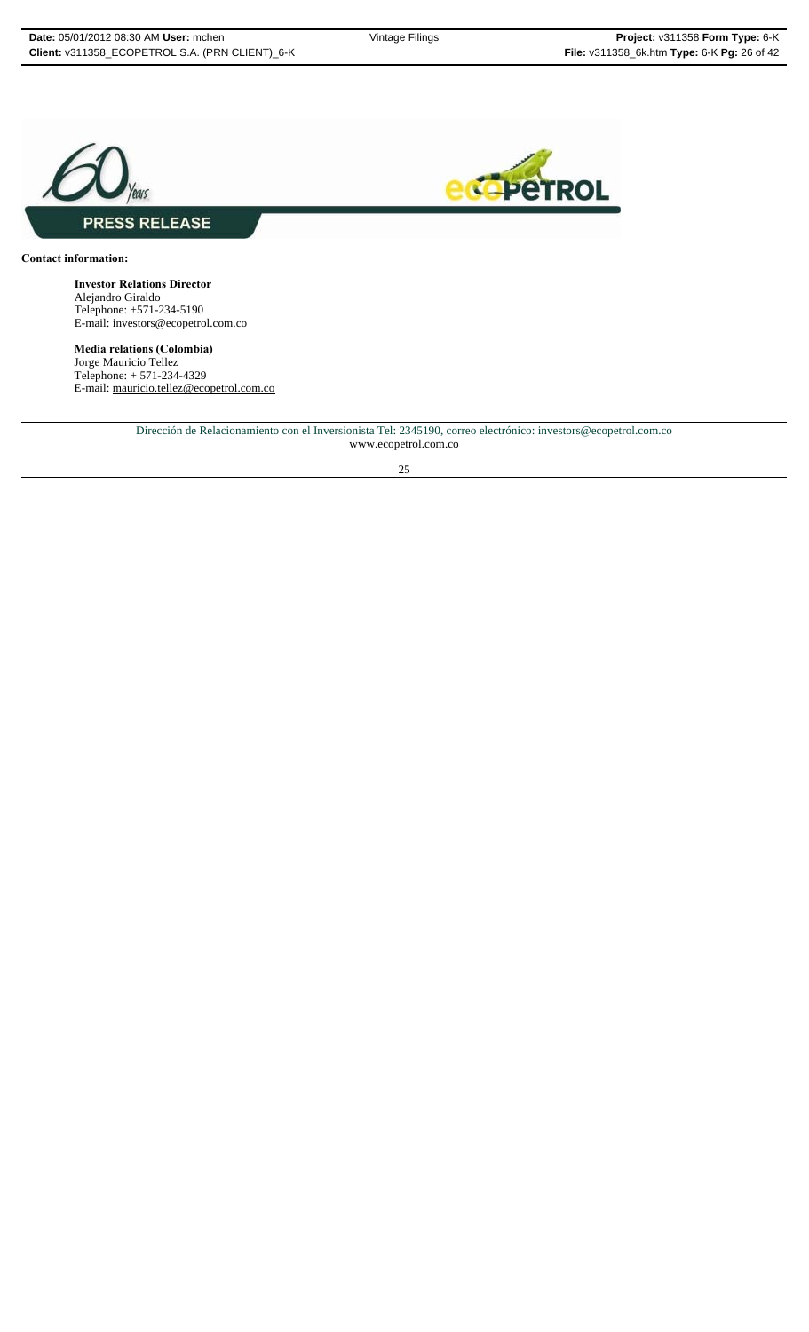**PRESS RELEASE**

**Contact information:**

**Investor Relations Director**
Alejandro Giraldo
Telephone: +571-234-5190
E-mail: investors@ecopetrol.com.co

**Media relations (Colombia)**
Jorge Mauricio Tellez
Telephone: + 571-234-4329
E-mail: mauricio.tellez@ecopetrol.com.co

Dirección de Relacionamiento con el Inversionista Tel: 2345190, correo electrónico: investors@ecopetrol.com.co
www.ecopetrol.com.co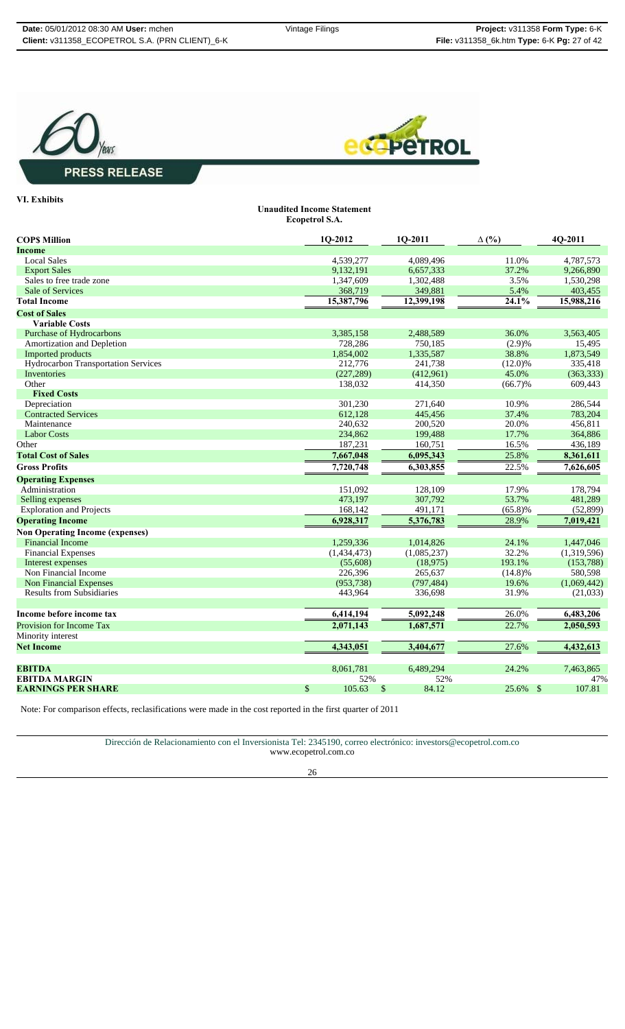**PRESS RELEASE**

## VI. Exhibits

**Unaudited Income Statement**
**Ecopetrol S.A.**

| COP$ Million | 1Q-2012 | 1Q-2011 | Δ (%) | 4Q-2011 |
|---|---|---|---|---|
| **Income** | | | | |
| Local Sales | 4,539,277 | 4,089,496 | 11.0% | 4,787,573 |
| Export Sales | 9,132,191 | 6,657,333 | 37.2% | 9,266,890 |
| Sales to free trade zone | 1,347,609 | 1,302,488 | 3.5% | 1,530,298 |
| Sale of Services | 368,719 | 349,881 | 5.4% | 403,455 |
| **Total Income** | **15,387,796** | **12,399,198** | **24.1%** | **15,988,216** |
| **Cost of Sales** | | | | |
| **Variable Costs** | | | | |
| Purchase of Hydrocarbons | 3,385,158 | 2,488,589 | 36.0% | 3,563,405 |
| Amortization and Depletion | 728,286 | 750,185 | (2.9)% | 15,495 |
| Imported products | 1,854,002 | 1,335,587 | 38.8% | 1,873,549 |
| Hydrocarbon Transportation Services | 212,776 | 241,738 | (12.0)% | 335,418 |
| Inventories | (227,289) | (412,961) | 45.0% | (363,333) |
| Other | 138,032 | 414,350 | (66.7)% | 609,443 |
| **Fixed Costs** | | | | |
| Depreciation | 301,230 | 271,640 | 10.9% | 286,544 |
| Contracted Services | 612,128 | 445,456 | 37.4% | 783,204 |
| Maintenance | 240,632 | 200,520 | 20.0% | 456,811 |
| Labor Costs | 234,862 | 199,488 | 17.7% | 364,886 |
| Other | 187,231 | 160,751 | 16.5% | 436,189 |
| **Total Cost of Sales** | **7,667,048** | **6,095,343** | **25.8%** | **8,361,611** |
| **Gross Profits** | **7,720,748** | **6,303,855** | **22.5%** | **7,626,605** |
| **Operating Expenses** | | | | |
| Administration | 151,092 | 128,109 | 17.9% | 178,794 |
| Selling expenses | 473,197 | 307,792 | 53.7% | 481,289 |
| Exploration and Projects | 168,142 | 491,171 | (65.8)% | (52,899) |
| **Operating Income** | **6,928,317** | **5,376,783** | **28.9%** | **7,019,421** |
| **Non Operating Income (expenses)** | | | | |
| Financial Income | 1,259,336 | 1,014,826 | 24.1% | 1,447,046 |
| Financial Expenses | (1,434,473) | (1,085,237) | 32.2% | (1,319,596) |
| Interest expenses | (55,608) | (18,975) | 193.1% | (153,788) |
| Non Financial Income | 226,396 | 265,637 | (14.8)% | 580,598 |
| Non Financial Expenses | (953,738) | (797,484) | 19.6% | (1,069,442) |
| Results from Subsidiaries | 443,964 | 336,698 | 31.9% | (21,033) |
| **Income before income tax** | **6,414,194** | **5,092,248** | **26.0%** | **6,483,206** |
| Provision for Income Tax | **2,071,143** | **1,687,571** | 22.7% | **2,050,593** |
| Minority interest | | | | |
| **Net Income** | **4,343,051** | **3,404,677** | 27.6% | **4,432,613** |
| **EBITDA** | 8,061,781 | 6,489,294 | 24.2% | 7,463,865 |
| **EBITDA MARGIN** | 52% | 52% | | 47% |
| **EARNINGS PER SHARE** | $ 105.63 | $ 84.12 | 25.6% | $ 107.81 |

Note: For comparison effects, reclasifications were made in the cost reported in the first quarter of 2011

Dirección de Relacionamiento con el Inversionista Tel: 2345190, correo electrónico: investors@ecopetrol.com.co
www.ecopetrol.com.co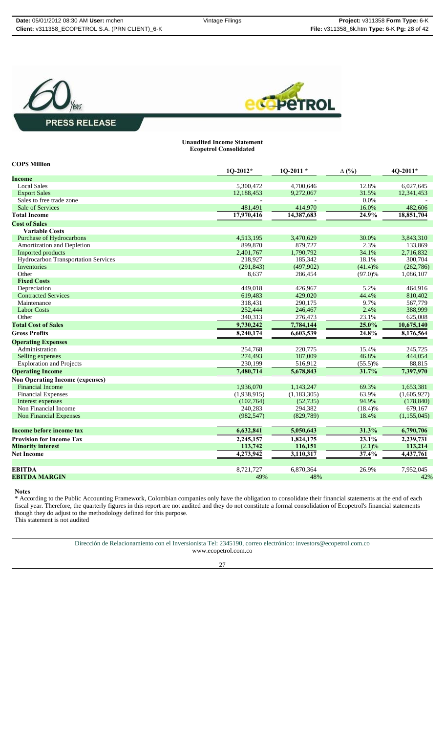**PRESS RELEASE**

**Unaudited Income Statement**
**Ecopetrol Consolidated**

**COP$ Million**

| | 1Q-2012* | 1Q-2011 * | Δ (%) | 4Q-2011* |
|---|---|---|---|---|
| **Income** | | | | |
| Local Sales | 5,300,472 | 4,700,646 | 12.8% | 6,027,645 |
| Export Sales | 12,188,453 | 9,272,067 | 31.5% | 12,341,453 |
| Sales to free trade zone | - | - | 0.0% | - |
| Sale of Services | 481,491 | 414,970 | 16.0% | 482,606 |
| **Total Income** | **17,970,416** | **14,387,683** | **24.9%** | **18,851,704** |
| **Cost of Sales** | | | | |
| **Variable Costs** | | | | |
| Purchase of Hydrocarbons | 4,513,195 | 3,470,629 | 30.0% | 3,843,310 |
| Amortization and Depletion | 899,870 | 879,727 | 2.3% | 133,869 |
| Imported products | 2,401,767 | 1,790,792 | 34.1% | 2,716,832 |
| Hydrocarbon Transportation Services | 218,927 | 185,342 | 18.1% | 300,704 |
| Inventories | (291,843) | (497,902) | (41.4)% | (262,786) |
| Other | 8,637 | 286,454 | (97.0)% | 1,086,107 |
| **Fixed Costs** | | | | |
| Depreciation | 449,018 | 426,967 | 5.2% | 464,916 |
| Contracted Services | 619,483 | 429,020 | 44.4% | 810,402 |
| Maintenance | 318,431 | 290,175 | 9.7% | 567,779 |
| Labor Costs | 252,444 | 246,467 | 2.4% | 388,999 |
| Other | 340,313 | 276,473 | 23.1% | 625,008 |
| **Total Cost of Sales** | **9,730,242** | **7,784,144** | **25.0%** | **10,675,140** |
| **Gross Profits** | **8,240,174** | **6,603,539** | **24.8%** | **8,176,564** |
| **Operating Expenses** | | | | |
| Administration | 254,768 | 220,775 | 15.4% | 245,725 |
| Selling expenses | 274,493 | 187,009 | 46.8% | 444,054 |
| Exploration and Projects | 230,199 | 516,912 | (55.5)% | 88,815 |
| **Operating Income** | **7,480,714** | **5,678,843** | **31.7%** | **7,397,970** |
| **Non Operating Income (expenses)** | | | | |
| Financial Income | 1,936,070 | 1,143,247 | 69.3% | 1,653,381 |
| Financial Expenses | (1,938,915) | (1,183,305) | 63.9% | (1,605,927) |
| Interest expenses | (102,764) | (52,735) | 94.9% | (178,840) |
| Non Financial Income | 240,283 | 294,382 | (18.4)% | 679,167 |
| Non Financial Expenses | (982,547) | (829,789) | 18.4% | (1,155,045) |
| **Income before income tax** | **6,632,841** | **5,050,643** | **31.3%** | **6,790,706** |
| **Provision for Income Tax** | **2,245,157** | **1,824,175** | **23.1%** | **2,239,731** |
| **Minority interest** | **113,742** | **116,151** | **(2.1)%** | **113,214** |
| **Net Income** | **4,273,942** | **3,110,317** | **37.4%** | **4,437,761** |
| **EBITDA** | 8,721,727 | 6,870,364 | 26.9% | 7,952,045 |
| **EBITDA MARGIN** | 49% | 48% | | 42% |

**Notes**

* According to the Public Accounting Framework, Colombian companies only have the obligation to consolidate their financial statements at the end of each fiscal year. Therefore, the quarterly figures in this report are not audited and they do not constitute a formal consolidation of Ecopetrol's financial statements though they do adjust to the methodology defined for this purpose.

This statement is not audited

Dirección de Relacionamiento con el Inversionista Tel: 2345190, correo electrónico: investors@ecopetrol.com.co
www.ecopetrol.com.co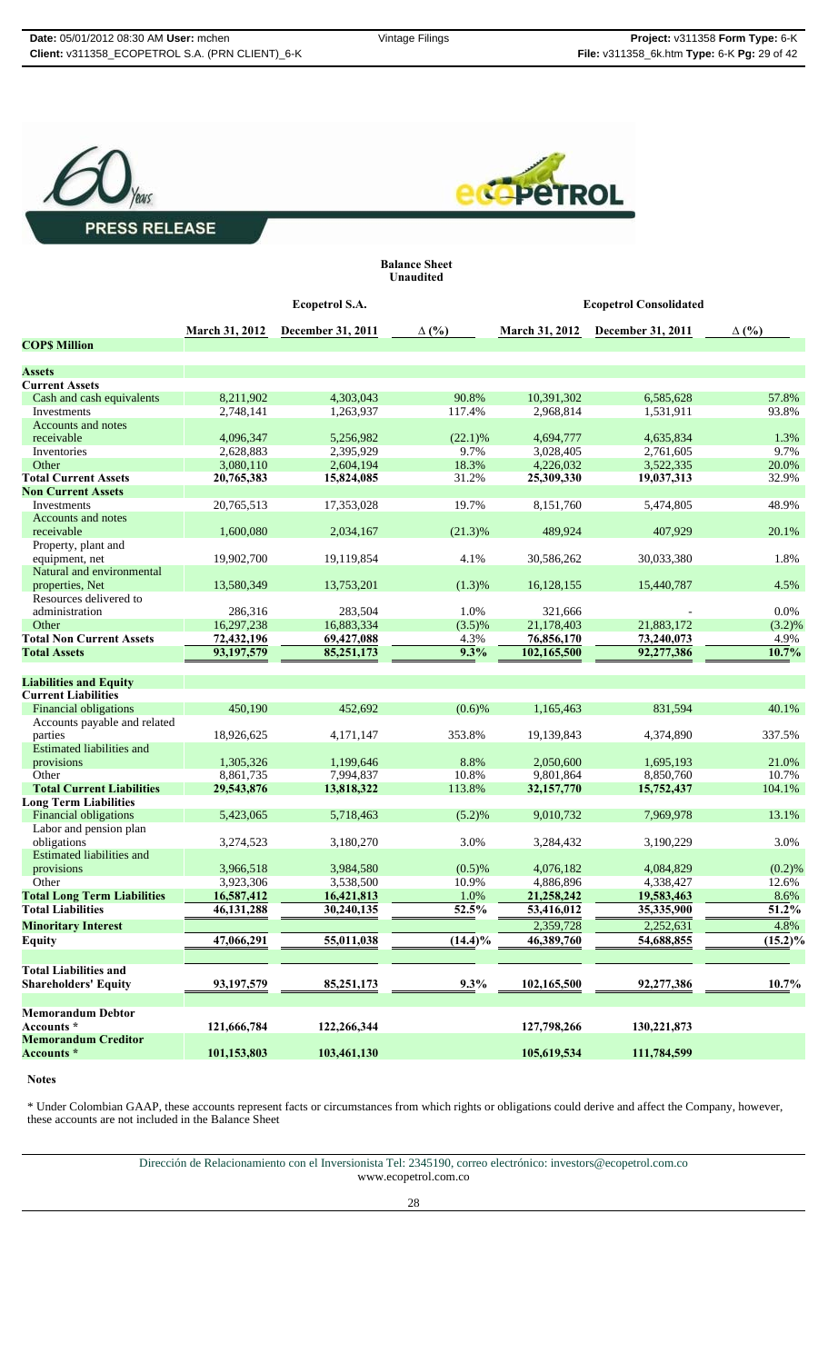PRESS RELEASE

**Balance Sheet**
**Unaudited**

| | Ecopetrol S.A. | | | Ecopetrol Consolidated | | |
|---|---|---|---|---|---|---|
| **COP$ Million** | March 31, 2012 | December 31, 2011 | Δ (%) | March 31, 2012 | December 31, 2011 | Δ (%) |
| **Assets** | | | | | | |
| **Current Assets** | | | | | | |
| Cash and cash equivalents | 8,211,902 | 4,303,043 | 90.8% | 10,391,302 | 6,585,628 | 57.8% |
| Investments | 2,748,141 | 1,263,937 | 117.4% | 2,968,814 | 1,531,911 | 93.8% |
| Accounts and notes receivable | 4,096,347 | 5,256,982 | (22.1)% | 4,694,777 | 4,635,834 | 1.3% |
| Inventories | 2,628,883 | 2,395,929 | 9.7% | 3,028,405 | 2,761,605 | 9.7% |
| Other | 3,080,110 | 2,604,194 | 18.3% | 4,226,032 | 3,522,335 | 20.0% |
| **Total Current Assets** | **20,765,383** | **15,824,085** | 31.2% | **25,309,330** | **19,037,313** | 32.9% |
| **Non Current Assets** | | | | | | |
| Investments | 20,765,513 | 17,353,028 | 19.7% | 8,151,760 | 5,474,805 | 48.9% |
| Accounts and notes receivable | 1,600,080 | 2,034,167 | (21.3)% | 489,924 | 407,929 | 20.1% |
| Property, plant and equipment, net | 19,902,700 | 19,119,854 | 4.1% | 30,586,262 | 30,033,380 | 1.8% |
| Natural and environmental properties, Net | 13,580,349 | 13,753,201 | (1.3)% | 16,128,155 | 15,440,787 | 4.5% |
| Resources delivered to administration | 286,316 | 283,504 | 1.0% | 321,666 | - | 0.0% |
| Other | 16,297,238 | 16,883,334 | (3.5)% | 21,178,403 | 21,883,172 | (3.2)% |
| **Total Non Current Assets** | **72,432,196** | **69,427,088** | 4.3% | **76,856,170** | **73,240,073** | 4.9% |
| **Total Assets** | **93,197,579** | **85,251,173** | **9.3%** | **102,165,500** | **92,277,386** | **10.7%** |
| **Liabilities and Equity** | | | | | | |
| **Current Liabilities** | | | | | | |
| Financial obligations | 450,190 | 452,692 | (0.6)% | 1,165,463 | 831,594 | 40.1% |
| Accounts payable and related parties | 18,926,625 | 4,171,147 | 353.8% | 19,139,843 | 4,374,890 | 337.5% |
| Estimated liabilities and provisions | 1,305,326 | 1,199,646 | 8.8% | 2,050,600 | 1,695,193 | 21.0% |
| Other | 8,861,735 | 7,994,837 | 10.8% | 9,801,864 | 8,850,760 | 10.7% |
| **Total Current Liabilities** | **29,543,876** | **13,818,322** | 113.8% | **32,157,770** | **15,752,437** | 104.1% |
| **Long Term Liabilities** | | | | | | |
| Financial obligations | 5,423,065 | 5,718,463 | (5.2)% | 9,010,732 | 7,969,978 | 13.1% |
| Labor and pension plan obligations | 3,274,523 | 3,180,270 | 3.0% | 3,284,432 | 3,190,229 | 3.0% |
| Estimated liabilities and provisions | 3,966,518 | 3,984,580 | (0.5)% | 4,076,182 | 4,084,829 | (0.2)% |
| Other | 3,923,306 | 3,538,500 | 10.9% | 4,886,896 | 4,338,427 | 12.6% |
| **Total Long Term Liabilities** | **16,587,412** | **16,421,813** | 1.0% | **21,258,242** | **19,583,463** | 8.6% |
| **Total Liabilities** | **46,131,288** | **30,240,135** | **52.5%** | **53,416,012** | **35,335,900** | **51.2%** |
| **Minoritary Interest** | | | | 2,359,728 | 2,252,631 | 4.8% |
| **Equity** | **47,066,291** | **55,011,038** | **(14.4)%** | **46,389,760** | **54,688,855** | **(15.2)%** |
| **Total Liabilities and Shareholders' Equity** | **93,197,579** | **85,251,173** | **9.3%** | **102,165,500** | **92,277,386** | **10.7%** |
| **Memorandum Debtor Accounts *** | **121,666,784** | **122,266,344** | | **127,798,266** | **130,221,873** | |
| **Memorandum Creditor Accounts *** | **101,153,803** | **103,461,130** | | **105,619,534** | **111,784,599** | |

**Notes**

* Under Colombian GAAP, these accounts represent facts or circumstances from which rights or obligations could derive and affect the Company, however, these accounts are not included in the Balance Sheet

Dirección de Relacionamiento con el Inversionista Tel: 2345190, correo electrónico: investors@ecopetrol.com.co
www.ecopetrol.com.co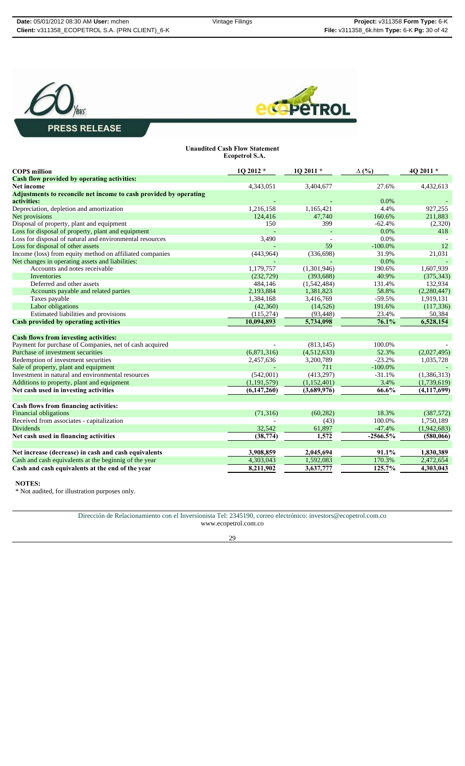PRESS RELEASE

**Unaudited Cash Flow Statement**
**Ecopetrol S.A.**

| COP$ million | 1Q 2012 * | 1Q 2011 * | ∆ (%) | 4Q 2011 * |
|---|---|---|---|---|
| **Cash flow provided by operating activities:** | | | | |
| **Net income** | 4,343,051 | 3,404,677 | 27.6% | 4,432,613 |
| **Adjustments to reconcile net income to cash provided by operating activities:** | - | - | 0.0% | - |
| Depreciation, depletion and amortization | 1,216,158 | 1,165,421 | 4.4% | 927,255 |
| Net provisions | 124,416 | 47,740 | 160.6% | 211,883 |
| Disposal of property, plant and equipment | 150 | 399 | -62.4% | (2,320) |
| Loss for disposal of property, plant and equipment | - | - | 0.0% | 418 |
| Loss for disposal of natural and environmental resources | 3,490 | - | 0.0% | - |
| Loss for disposal of other assets | - | 59 | -100.0% | 12 |
| Income (loss) from equity method on affiliated companies | (443,964) | (336,698) | 31.9% | 21,031 |
| Net changes in operating assets and liabilities: | - | - | 0.0% | - |
| Accounts and notes receivable | 1,179,757 | (1,301,946) | 190.6% | 1,607,939 |
| Inventories | (232,729) | (393,688) | 40.9% | (375,343) |
| Deferred and other assets | 484,146 | (1,542,484) | 131.4% | 132,934 |
| Accounts payable and related parties | 2,193,884 | 1,381,823 | 58.8% | (2,280,447) |
| Taxes payable | 1,384,168 | 3,416,769 | -59.5% | 1,919,131 |
| Labor obligations | (42,360) | (14,526) | 191.6% | (117,336) |
| Estimated liabilities and provisions | (115,274) | (93,448) | 23.4% | 50,384 |
| **Cash provided by operating activities** | **10,094,893** | **5,734,098** | **76.1%** | **6,528,154** |
| | | | | |
| **Cash flows from investing activities:** | | | | |
| Payment for purchase of Companies, net of cash acquired | - | (813,145) | 100.0% | - |
| Purchase of investment securities | (6,871,316) | (4,512,633) | 52.3% | (2,027,495) |
| Redemption of investment securities | 2,457,636 | 3,200,789 | -23.2% | 1,035,728 |
| Sale of property, plant and equipment | - | 711 | -100.0% | - |
| Investment in natural and environmental resources | (542,001) | (413,297) | -31.1% | (1,386,313) |
| Additions to property, plant and equipment | (1,191,579) | (1,152,401) | 3.4% | (1,739,619) |
| **Net cash used in investing activities** | **(6,147,260)** | **(3,689,976)** | **66.6%** | **(4,117,699)** |
| | | | | |
| **Cash flows from financing activities:** | | | | |
| Financial obligations | (71,316) | (60,282) | 18.3% | (387,572) |
| Received from associates - capitalization | - | (43) | 100.0% | 1,750,189 |
| Dividends | 32,542 | 61,897 | -47.4% | (1,942,683) |
| **Net cash used in financing activities** | **(38,774)** | **1,572** | **-2566.5%** | **(580,066)** |
| | | | | |
| **Net increase (decrease) in cash and cash equivalents** | **3,908,859** | **2,045,694** | **91.1%** | **1,830,389** |
| Cash and cash equivalents at the beginnig of the year | 4,303,043 | 1,592,083 | 170.3% | 2,472,654 |
| **Cash and cash equivalents at the end of the year** | **8,211,902** | **3,637,777** | **125.7%** | **4,303,043** |

**NOTES:**

* Not audited, for illustration purposes only.

Dirección de Relacionamiento con el Inversionista Tel: 2345190, correo electrónico: investors@ecopetrol.com.co
www.ecopetrol.com.co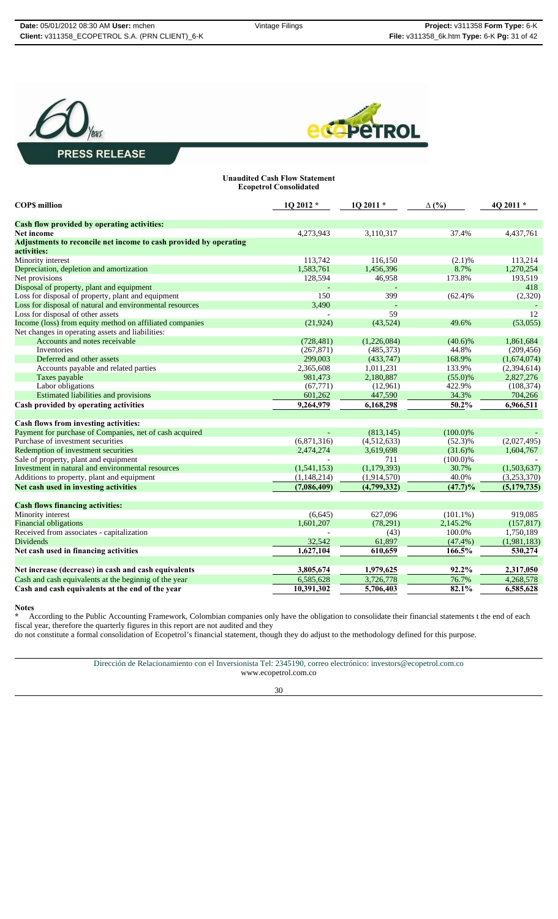**PRESS RELEASE**

**Unaudited Cash Flow Statement**
**Ecopetrol Consolidated**

| COP$ million | 1Q 2012 * | 1Q 2011 * | ∆ (%) | 4Q 2011 * |
|---|---|---|---|---|
| **Cash flow provided by operating activities:** | | | | |
| **Net income** | 4,273,943 | 3,110,317 | 37.4% | 4,437,761 |
| **Adjustments to reconcile net income to cash provided by operating activities:** | | | | |
| Minority interest | 113,742 | 116,150 | (2.1)% | 113,214 |
| Depreciation, depletion and amortization | 1,583,761 | 1,456,396 | 8.7% | 1,270,254 |
| Net provisions | 128,594 | 46,958 | 173.8% | 193,519 |
| Disposal of property, plant and equipment | - | - | | 418 |
| Loss for disposal of property, plant and equipment | 150 | 399 | (62.4)% | (2,320) |
| Loss for disposal of natural and environmental resources | 3,490 | - | | - |
| Loss for disposal of other assets | - | 59 | | 12 |
| Income (loss) from equity method on affiliated companies | (21,924) | (43,524) | 49.6% | (53,055) |
| Net changes in operating assets and liabilities: | | | | |
| Accounts and notes receivable | (728,481) | (1,226,084) | (40.6)% | 1,861,684 |
| Inventories | (267,871) | (485,373) | 44.8% | (209,456) |
| Deferred and other assets | 299,003 | (433,747) | 168.9% | (1,674,074) |
| Accounts payable and related parties | 2,365,608 | 1,011,231 | 133.9% | (2,394,614) |
| Taxes payable | 981,473 | 2,180,887 | (55.0)% | 2,827,276 |
| Labor obligations | (67,771) | (12,961) | 422.9% | (108,374) |
| Estimated liabilities and provisions | 601,262 | 447,590 | 34.3% | 704,266 |
| **Cash provided by operating activities** | **9,264,979** | **6,168,298** | **50.2%** | **6,966,511** |
| **Cash flows from investing activities:** | | | | |
| Payment for purchase of Companies, net of cash acquired | - | (813,145) | (100.0)% | - |
| Purchase of investment securities | (6,871,316) | (4,512,633) | (52.3)% | (2,027,495) |
| Redemption of investment securities | 2,474,274 | 3,619,698 | (31.6)% | 1,604,767 |
| Sale of property, plant and equipment | - | 711 | (100.0)% | - |
| Investment in natural and environmental resources | (1,541,153) | (1,179,393) | 30.7% | (1,503,637) |
| Additions to property, plant and equipment | (1,148,214) | (1,914,570) | 40.0% | (3,253,370) |
| **Net cash used in investing activities** | **(7,086,409)** | **(4,799,332)** | **(47.7)%** | **(5,179,735)** |
| **Cash flows financing activities:** | | | | |
| Minority interest | (6,645) | 627,096 | (101.1%) | 919,085 |
| Financial obligations | 1,601,207 | (78,291) | 2,145.2% | (157,817) |
| Received from associates - capitalization | - | (43) | 100.0% | 1,750,189 |
| Dividends | 32,542 | 61,897 | (47.4%) | (1,981,183) |
| **Net cash used in financing activities** | **1,627,104** | **610,659** | **166.5%** | **530,274** |
| **Net increase (decrease) in cash and cash equivalents** | **3,805,674** | **1,979,625** | **92.2%** | **2,317,050** |
| Cash and cash equivalents at the beginnig of the year | 6,585,628 | 3,726,778 | 76.7% | 4,268,578 |
| **Cash and cash equivalents at the end of the year** | **10,391,302** | **5,706,403** | **82.1%** | **6,585,628** |

**Notes**

**\*** According to the Public Accounting Framework, Colombian companies only have the obligation to consolidate their financial statements t the end of each fiscal year, therefore the quarterly figures in this report are not audited and they do not constitute a formal consolidation of Ecopetrol's financial statement, though they do adjust to the methodology defined for this purpose.

Dirección de Relacionamiento con el Inversionista Tel: 2345190, correo electrónico: investors@ecopetrol.com.co
www.ecopetrol.com.co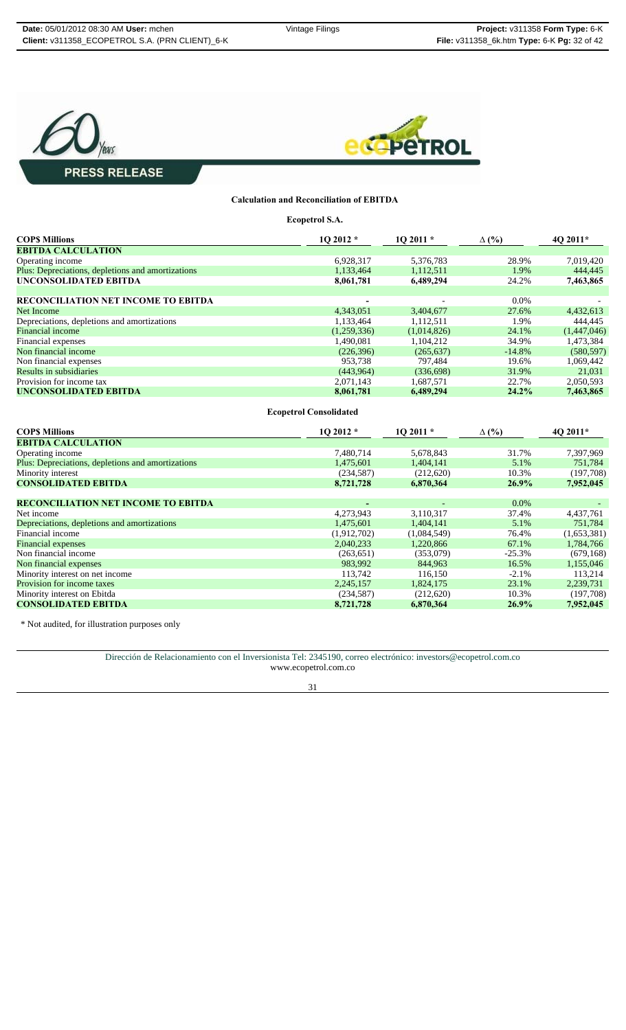**PRESS RELEASE**

### Calculation and Reconciliation of EBITDA

**Ecopetrol S.A.**

| COP$ Millions | 1Q 2012 * | 1Q 2011 * | Δ (%) | 4Q 2011* |
|---|---|---|---|---|
| **EBITDA CALCULATION** | | | | |
| Operating income | 6,928,317 | 5,376,783 | 28.9% | 7,019,420 |
| Plus: Depreciations, depletions and amortizations | 1,133,464 | 1,112,511 | 1.9% | 444,445 |
| **UNCONSOLIDATED EBITDA** | **8,061,781** | **6,489,294** | 24.2% | **7,463,865** |
| | | | | |
| **RECONCILIATION NET INCOME TO EBITDA** | - | - | 0.0% | - |
| Net Income | 4,343,051 | 3,404,677 | 27.6% | 4,432,613 |
| Depreciations, depletions and amortizations | 1,133,464 | 1,112,511 | 1.9% | 444,445 |
| Financial income | (1,259,336) | (1,014,826) | 24.1% | (1,447,046) |
| Financial expenses | 1,490,081 | 1,104,212 | 34.9% | 1,473,384 |
| Non financial income | (226,396) | (265,637) | -14.8% | (580,597) |
| Non financial expenses | 953,738 | 797,484 | 19.6% | 1,069,442 |
| Results in subsidiaries | (443,964) | (336,698) | 31.9% | 21,031 |
| Provision for income tax | 2,071,143 | 1,687,571 | 22.7% | 2,050,593 |
| **UNCONSOLIDATED EBITDA** | **8,061,781** | **6,489,294** | **24.2%** | **7,463,865** |

**Ecopetrol Consolidated**

| COP$ Millions | 1Q 2012 * | 1Q 2011 * | Δ (%) | 4Q 2011* |
|---|---|---|---|---|
| **EBITDA CALCULATION** | | | | |
| Operating income | 7,480,714 | 5,678,843 | 31.7% | 7,397,969 |
| Plus: Depreciations, depletions and amortizations | 1,475,601 | 1,404,141 | 5.1% | 751,784 |
| Minority interest | (234,587) | (212,620) | 10.3% | (197,708) |
| **CONSOLIDATED EBITDA** | **8,721,728** | **6,870,364** | **26.9%** | **7,952,045** |
| | | | | |
| **RECONCILIATION NET INCOME TO EBITDA** | - | - | 0.0% | - |
| Net income | 4,273,943 | 3,110,317 | 37.4% | 4,437,761 |
| Depreciations, depletions and amortizations | 1,475,601 | 1,404,141 | 5.1% | 751,784 |
| Financial income | (1,912,702) | (1,084,549) | 76.4% | (1,653,381) |
| Financial expenses | 2,040,233 | 1,220,866 | 67.1% | 1,784,766 |
| Non financial income | (263,651) | (353,079) | -25.3% | (679,168) |
| Non financial expenses | 983,992 | 844,963 | 16.5% | 1,155,046 |
| Minority interest on net income | 113,742 | 116,150 | -2.1% | 113,214 |
| Provision for income taxes | 2,245,157 | 1,824,175 | 23.1% | 2,239,731 |
| Minority interest on Ebitda | (234,587) | (212,620) | 10.3% | (197,708) |
| **CONSOLIDATED EBITDA** | **8,721,728** | **6,870,364** | **26.9%** | **7,952,045** |

* Not audited, for illustration purposes only

Dirección de Relacionamiento con el Inversionista Tel: 2345190, correo electrónico: investors@ecopetrol.com.co
www.ecopetrol.com.co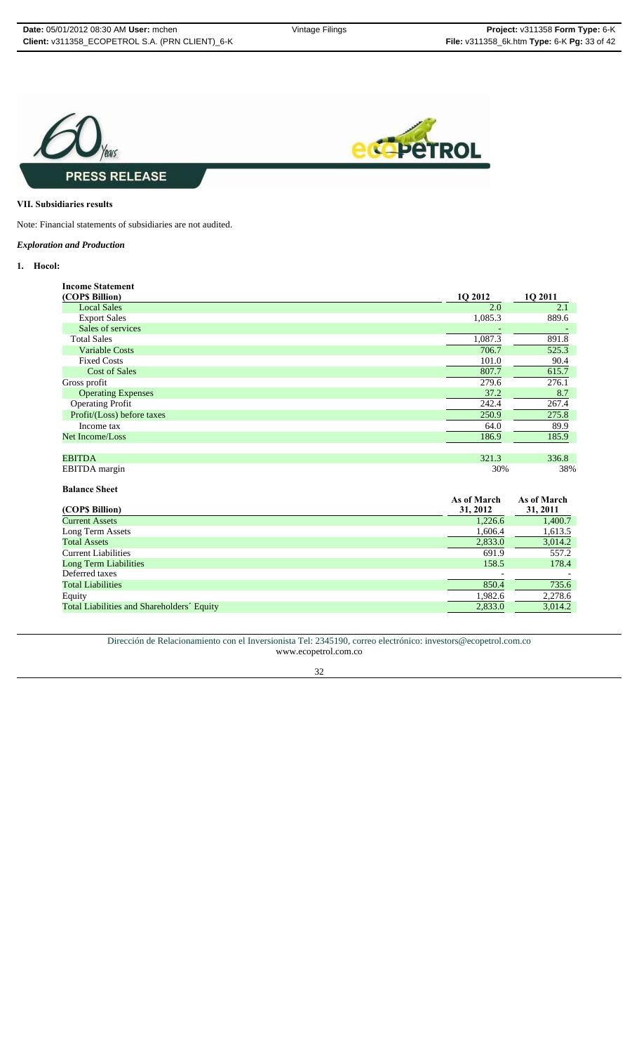**PRESS RELEASE**

**VII. Subsidiaries results**

Note: Financial statements of subsidiaries are not audited.

***Exploration and Production***

**1. Hocol:**

**Income Statement**

| (COP$ Billion) | 1Q 2012 | 1Q 2011 |
|---|---|---|
| Local Sales | 2.0 | 2.1 |
| Export Sales | 1,085.3 | 889.6 |
| Sales of services | - | - |
| Total Sales | 1,087.3 | 891.8 |
| Variable Costs | 706.7 | 525.3 |
| Fixed Costs | 101.0 | 90.4 |
| Cost of Sales | 807.7 | 615.7 |
| Gross profit | 279.6 | 276.1 |
| Operating Expenses | 37.2 | 8.7 |
| Operating Profit | 242.4 | 267.4 |
| Profit/(Loss) before taxes | 250.9 | 275.8 |
| Income tax | 64.0 | 89.9 |
| Net Income/Loss | 186.9 | 185.9 |
| | | |
| EBITDA | 321.3 | 336.8 |
| EBITDA margin | 30% | 38% |

**Balance Sheet**

| (COP$ Billion) | As of March 31, 2012 | As of March 31, 2011 |
|---|---|---|
| Current Assets | 1,226.6 | 1,400.7 |
| Long Term Assets | 1,606.4 | 1,613.5 |
| Total Assets | 2,833.0 | 3,014.2 |
| Current Liabilities | 691.9 | 557.2 |
| Long Term Liabilities | 158.5 | 178.4 |
| Deferred taxes | - | - |
| Total Liabilities | 850.4 | 735.6 |
| Equity | 1,982.6 | 2,278.6 |
| Total Liabilities and Shareholders´ Equity | 2,833.0 | 3,014.2 |

Dirección de Relacionamiento con el Inversionista Tel: 2345190, correo electrónico: investors@ecopetrol.com.co
www.ecopetrol.com.co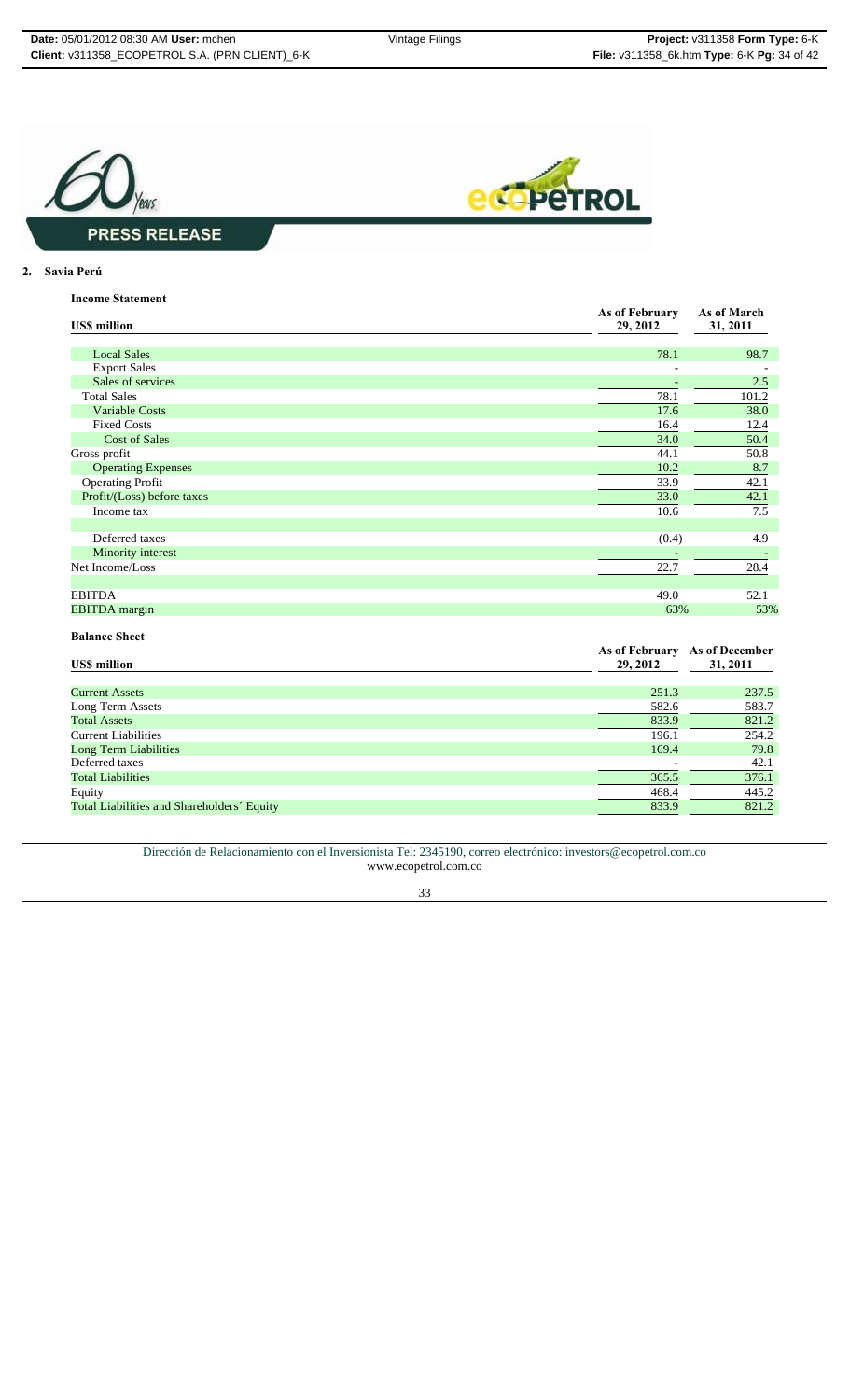**PRESS RELEASE**

2. **Savia Perú**

**Income Statement**

| US$ million | As of February 29, 2012 | As of March 31, 2011 |
|---|---|---|
| Local Sales | 78.1 | 98.7 |
| Export Sales | - | - |
| Sales of services | - | 2.5 |
| Total Sales | 78.1 | 101.2 |
| Variable Costs | 17.6 | 38.0 |
| Fixed Costs | 16.4 | 12.4 |
| Cost of Sales | 34.0 | 50.4 |
| Gross profit | 44.1 | 50.8 |
| Operating Expenses | 10.2 | 8.7 |
| Operating Profit | 33.9 | 42.1 |
| Profit/(Loss) before taxes | 33.0 | 42.1 |
| Income tax | 10.6 | 7.5 |
| | | |
| Deferred taxes | (0.4) | 4.9 |
| Minority interest | - | - |
| Net Income/Loss | 22.7 | 28.4 |
| | | |
| EBITDA | 49.0 | 52.1 |
| EBITDA margin | 63% | 53% |

**Balance Sheet**

| US$ million | As of February 29, 2012 | As of December 31, 2011 |
|---|---|---|
| Current Assets | 251.3 | 237.5 |
| Long Term Assets | 582.6 | 583.7 |
| Total Assets | 833.9 | 821.2 |
| Current Liabilities | 196.1 | 254.2 |
| Long Term Liabilities | 169.4 | 79.8 |
| Deferred taxes | - | 42.1 |
| Total Liabilities | 365.5 | 376.1 |
| Equity | 468.4 | 445.2 |
| Total Liabilities and Shareholders´ Equity | 833.9 | 821.2 |

Dirección de Relacionamiento con el Inversionista Tel: 2345190, correo electrónico: investors@ecopetrol.com.co
www.ecopetrol.com.co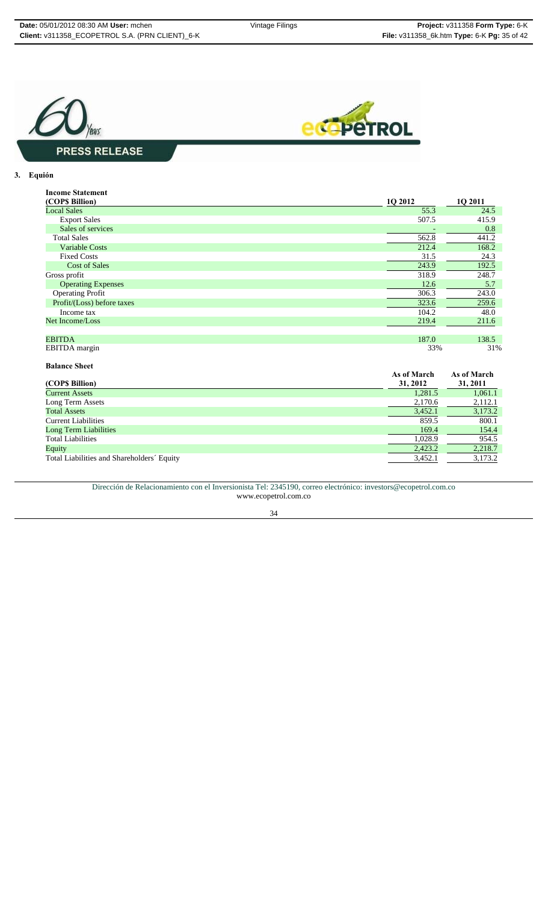# PRESS RELEASE

## 3. Equión

**Income Statement**

| (COP$ Billion) | 1Q 2012 | 1Q 2011 |
|---|---|---|
| Local Sales | 55.3 | 24.5 |
| Export Sales | 507.5 | 415.9 |
| Sales of services | - | 0.8 |
| Total Sales | 562.8 | 441.2 |
| Variable Costs | 212.4 | 168.2 |
| Fixed Costs | 31.5 | 24.3 |
| Cost of Sales | 243.9 | 192.5 |
| Gross profit | 318.9 | 248.7 |
| Operating Expenses | 12.6 | 5.7 |
| Operating Profit | 306.3 | 243.0 |
| Profit/(Loss) before taxes | 323.6 | 259.6 |
| Income tax | 104.2 | 48.0 |
| Net Income/Loss | 219.4 | 211.6 |
| | | |
| EBITDA | 187.0 | 138.5 |
| EBITDA margin | 33% | 31% |

**Balance Sheet**

| (COP$ Billion) | As of March 31, 2012 | As of March 31, 2011 |
|---|---|---|
| Current Assets | 1,281.5 | 1,061.1 |
| Long Term Assets | 2,170.6 | 2,112.1 |
| Total Assets | 3,452.1 | 3,173.2 |
| Current Liabilities | 859.5 | 800.1 |
| Long Term Liabilities | 169.4 | 154.4 |
| Total Liabilities | 1,028.9 | 954.5 |
| Equity | 2,423.2 | 2,218.7 |
| Total Liabilities and Shareholders´ Equity | 3,452.1 | 3,173.2 |

Dirección de Relacionamiento con el Inversionista Tel: 2345190, correo electrónico: investors@ecopetrol.com.co
www.ecopetrol.com.co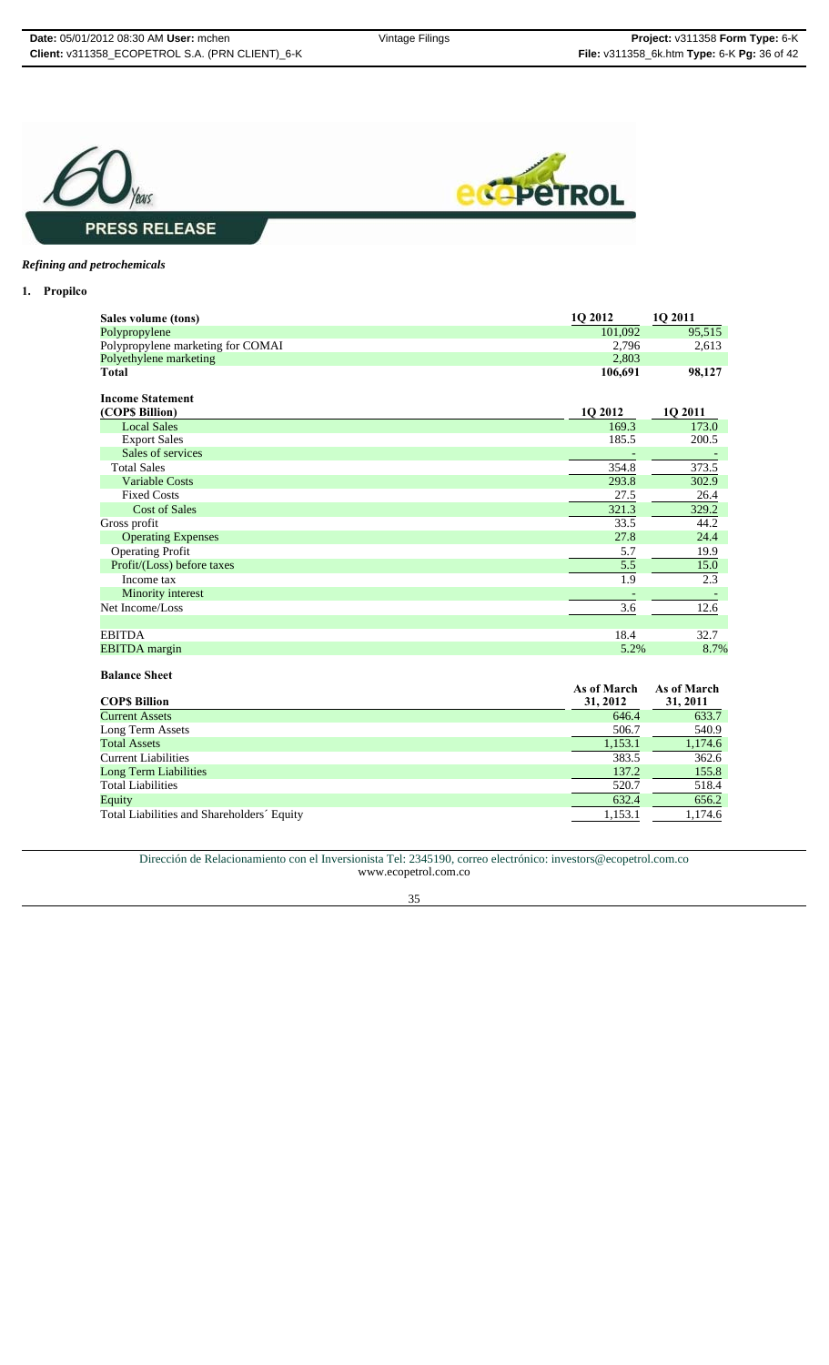*Refining and petrochemicals*

**1. Propilco**

| Sales volume (tons) | 1Q 2012 | 1Q 2011 |
|---|---|---|
| Polypropylene | 101,092 | 95,515 |
| Polypropylene marketing for COMAI | 2,796 | 2,613 |
| Polyethylene marketing | 2,803 | |
| **Total** | **106,691** | **98,127** |

| **Income Statement (COP$ Billion)** | **1Q 2012** | **1Q 2011** |
|---|---|---|
| Local Sales | 169.3 | 173.0 |
| Export Sales | 185.5 | 200.5 |
| Sales of services | - | - |
| Total Sales | 354.8 | 373.5 |
| Variable Costs | 293.8 | 302.9 |
| Fixed Costs | 27.5 | 26.4 |
| Cost of Sales | 321.3 | 329.2 |
| Gross profit | 33.5 | 44.2 |
| Operating Expenses | 27.8 | 24.4 |
| Operating Profit | 5.7 | 19.9 |
| Profit/(Loss) before taxes | 5.5 | 15.0 |
| Income tax | 1.9 | 2.3 |
| Minority interest | - | - |
| Net Income/Loss | 3.6 | 12.6 |
| | | |
| EBITDA | 18.4 | 32.7 |
| EBITDA margin | 5.2% | 8.7% |

**Balance Sheet**

| **COP$ Billion** | **As of March 31, 2012** | **As of March 31, 2011** |
|---|---|---|
| Current Assets | 646.4 | 633.7 |
| Long Term Assets | 506.7 | 540.9 |
| Total Assets | 1,153.1 | 1,174.6 |
| Current Liabilities | 383.5 | 362.6 |
| Long Term Liabilities | 137.2 | 155.8 |
| Total Liabilities | 520.7 | 518.4 |
| Equity | 632.4 | 656.2 |
| Total Liabilities and Shareholders´ Equity | 1,153.1 | 1,174.6 |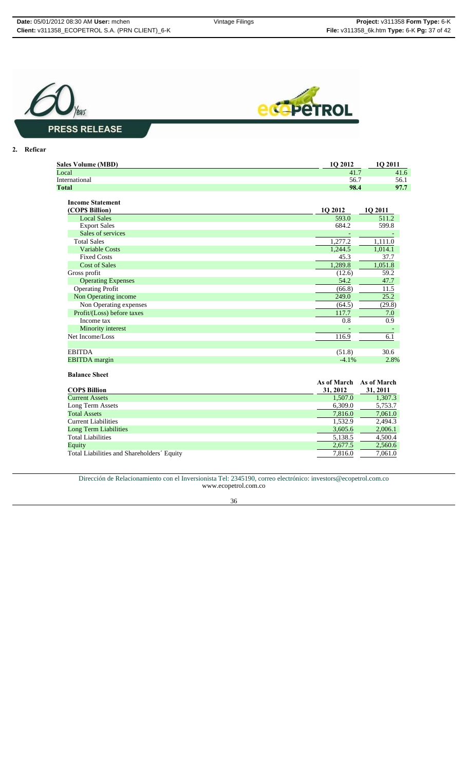**PRESS RELEASE**

## 2. Reficar

| Sales Volume (MBD) | 1Q 2012 | 1Q 2011 |
|---|---|---|
| Local | 41.7 | 41.6 |
| International | 56.7 | 56.1 |
| **Total** | **98.4** | **97.7** |

**Income Statement**

| (COP$ Billion) | 1Q 2012 | 1Q 2011 |
|---|---|---|
| Local Sales | 593.0 | 511.2 |
| Export Sales | 684.2 | 599.8 |
| Sales of services | - | - |
| Total Sales | 1,277.2 | 1,111.0 |
| Variable Costs | 1,244.5 | 1,014.1 |
| Fixed Costs | 45.3 | 37.7 |
| Cost of Sales | 1,289.8 | 1,051.8 |
| Gross profit | (12.6) | 59.2 |
| Operating Expenses | 54.2 | 47.7 |
| Operating Profit | (66.8) | 11.5 |
| Non Operating income | 249.0 | 25.2 |
| Non Operating expenses | (64.5) | (29.8) |
| Profit/(Loss) before taxes | 117.7 | 7.0 |
| Income tax | 0.8 | 0.9 |
| Minority interest | - | - |
| Net Income/Loss | 116.9 | 6.1 |
| | | |
| EBITDA | (51.8) | 30.6 |
| EBITDA margin | -4.1% | 2.8% |

**Balance Sheet**

| COP$ Billion | As of March 31, 2012 | As of March 31, 2011 |
|---|---|---|
| Current Assets | 1,507.0 | 1,307.3 |
| Long Term Assets | 6,309.0 | 5,753.7 |
| Total Assets | 7,816.0 | 7,061.0 |
| Current Liabilities | 1,532.9 | 2,494.3 |
| Long Term Liabilities | 3,605.6 | 2,006.1 |
| Total Liabilities | 5,138.5 | 4,500.4 |
| Equity | 2,677.5 | 2,560.6 |
| Total Liabilities and Shareholders´ Equity | 7,816.0 | 7,061.0 |

Dirección de Relacionamiento con el Inversionista Tel: 2345190, correo electrónico: investors@ecopetrol.com.co
www.ecopetrol.com.co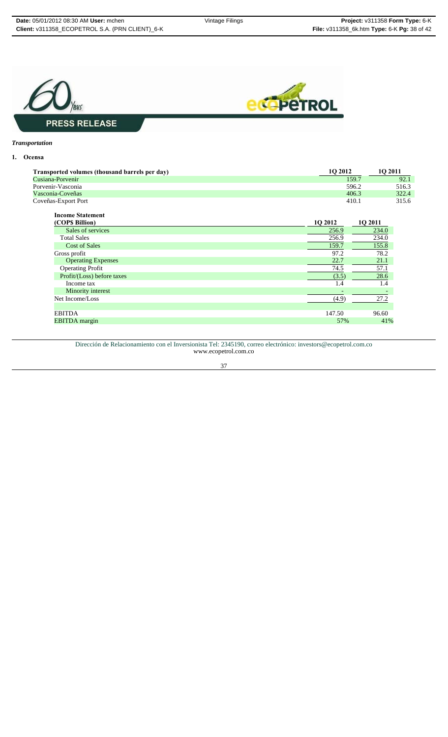*Transportation*

**1. Ocensa**

| Transported volumes (thousand barrels per day) | 1Q 2012 | 1Q 2011 |
|---|---|---|
| Cusiana-Porvenir | 159.7 | 92.1 |
| Porvenir-Vasconia | 596.2 | 516.3 |
| Vasconia-Coveñas | 406.3 | 322.4 |
| Coveñas-Export Port | 410.1 | 315.6 |

| Income Statement (COP$ Billion) | 1Q 2012 | 1Q 2011 |
|---|---|---|
| Sales of services | 256.9 | 234.0 |
| Total Sales | 256.9 | 234.0 |
| Cost of Sales | 159.7 | 155.8 |
| Gross profit | 97.2 | 78.2 |
| Operating Expenses | 22.7 | 21.1 |
| Operating Profit | 74.5 | 57.1 |
| Profit/(Loss) before taxes | (3.5) | 28.6 |
| Income tax | 1.4 | 1.4 |
| Minority interest | - | - |
| Net Income/Loss | (4.9) | 27.2 |
| | | |
| EBITDA | 147.50 | 96.60 |
| EBITDA margin | 57% | 41% |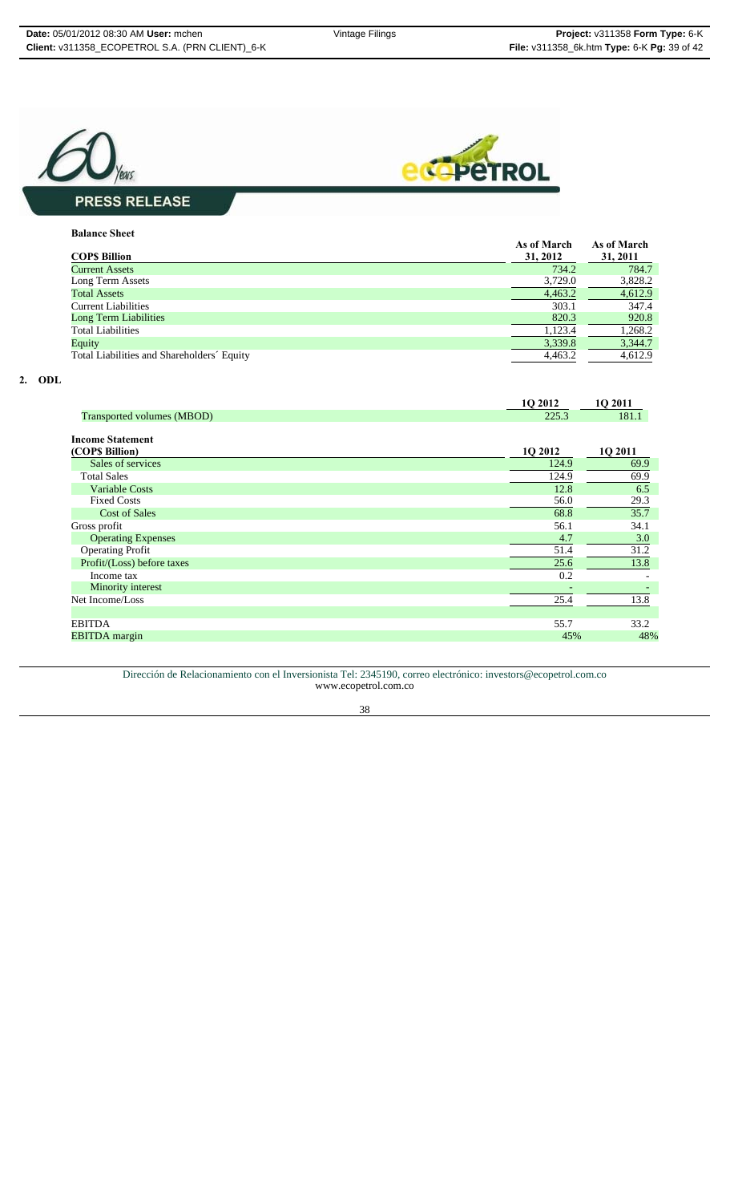**PRESS RELEASE**

**Balance Sheet**

| COP$ Billion | As of March 31, 2012 | As of March 31, 2011 |
|---|---|---|
| Current Assets | 734.2 | 784.7 |
| Long Term Assets | 3,729.0 | 3,828.2 |
| Total Assets | 4,463.2 | 4,612.9 |
| Current Liabilities | 303.1 | 347.4 |
| Long Term Liabilities | 820.3 | 920.8 |
| Total Liabilities | 1,123.4 | 1,268.2 |
| Equity | 3,339.8 | 3,344.7 |
| Total Liabilities and Shareholders´ Equity | 4,463.2 | 4,612.9 |

## 2. ODL

| | 1Q 2012 | 1Q 2011 |
|---|---|---|
| Transported volumes (MBOD) | 225.3 | 181.1 |

**Income Statement**

| (COP$ Billion) | 1Q 2012 | 1Q 2011 |
|---|---|---|
| Sales of services | 124.9 | 69.9 |
| Total Sales | 124.9 | 69.9 |
| Variable Costs | 12.8 | 6.5 |
| Fixed Costs | 56.0 | 29.3 |
| Cost of Sales | 68.8 | 35.7 |
| Gross profit | 56.1 | 34.1 |
| Operating Expenses | 4.7 | 3.0 |
| Operating Profit | 51.4 | 31.2 |
| Profit/(Loss) before taxes | 25.6 | 13.8 |
| Income tax | 0.2 | - |
| Minority interest | - | - |
| Net Income/Loss | 25.4 | 13.8 |
| | | |
| EBITDA | 55.7 | 33.2 |
| EBITDA margin | 45% | 48% |

Dirección de Relacionamiento con el Inversionista Tel: 2345190, correo electrónico: investors@ecopetrol.com.co
www.ecopetrol.com.co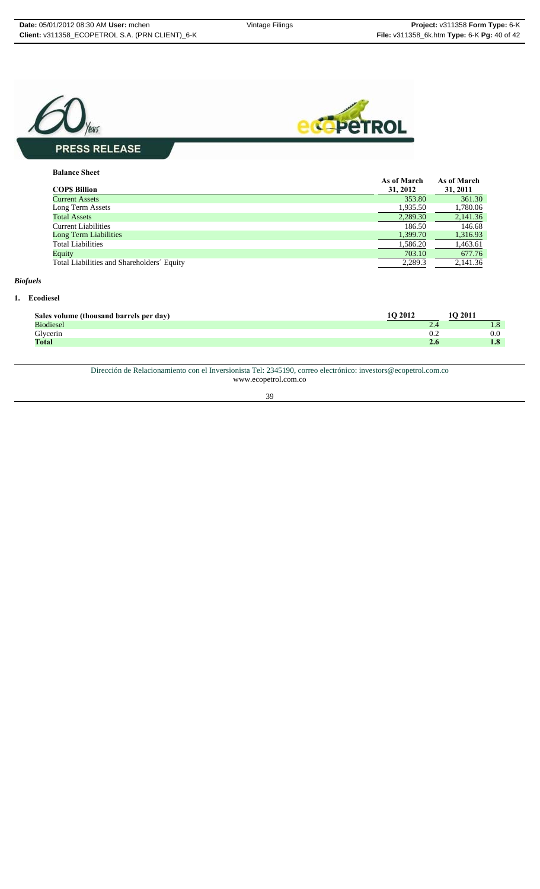**PRESS RELEASE**

**Balance Sheet**

| COP$ Billion | As of March 31, 2012 | As of March 31, 2011 |
|---|---|---|
| Current Assets | 353.80 | 361.30 |
| Long Term Assets | 1,935.50 | 1,780.06 |
| Total Assets | 2,289.30 | 2,141.36 |
| Current Liabilities | 186.50 | 146.68 |
| Long Term Liabilities | 1,399.70 | 1,316.93 |
| Total Liabilities | 1,586.20 | 1,463.61 |
| Equity | 703.10 | 677.76 |
| Total Liabilities and Shareholders´ Equity | 2,289.3 | 2,141.36 |

*Biofuels*

**1. Ecodiesel**

| Sales volume (thousand barrels per day) | 1Q 2012 | 1Q 2011 |
|---|---|---|
| Biodiesel | 2.4 | 1.8 |
| Glycerin | 0.2 | 0.0 |
| **Total** | **2.6** | **1.8** |

Dirección de Relacionamiento con el Inversionista Tel: 2345190, correo electrónico: investors@ecopetrol.com.co
www.ecopetrol.com.co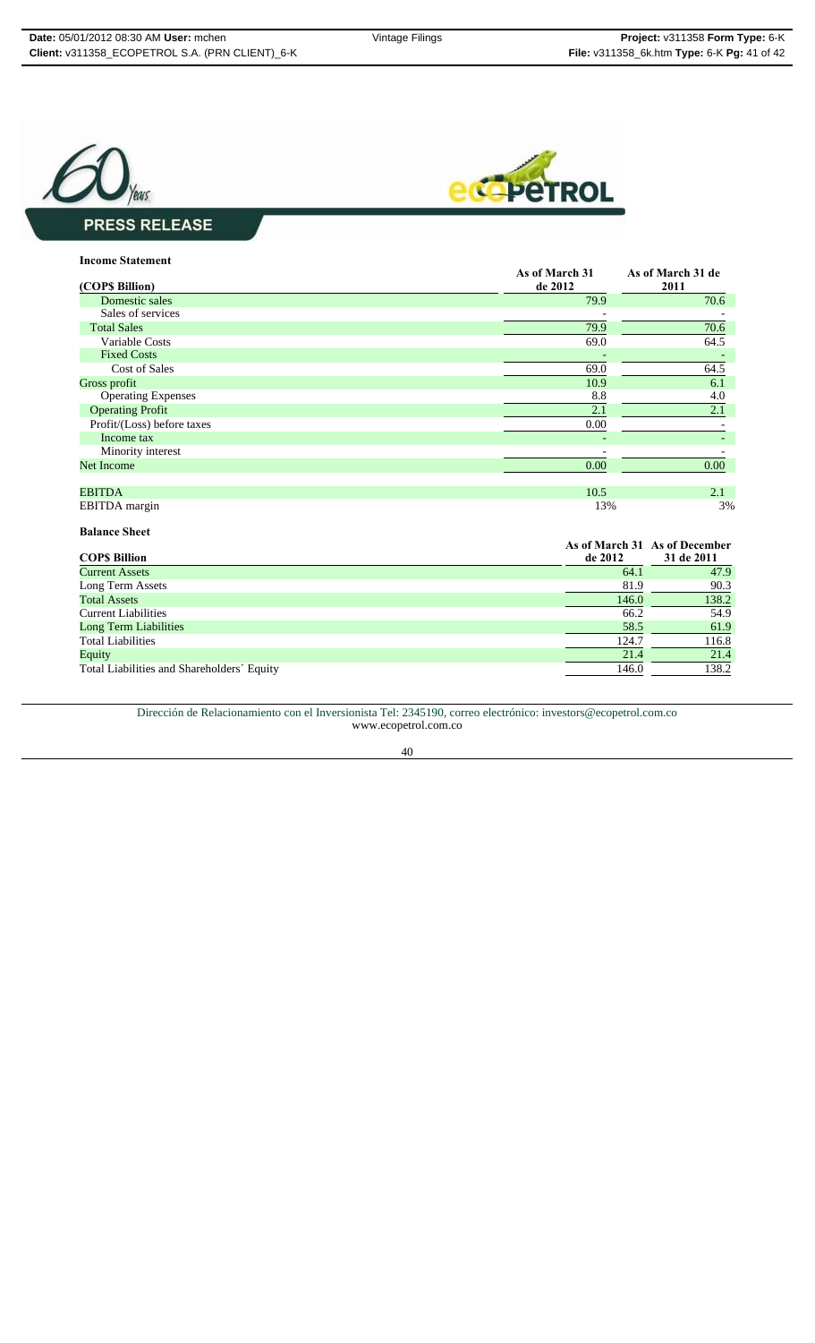**PRESS RELEASE**

**Income Statement**

| (COP$ Billion) | As of March 31 de 2012 | As of March 31 de 2011 |
|---|---|---|
| Domestic sales | 79.9 | 70.6 |
| Sales of services | - | - |
| Total Sales | 79.9 | 70.6 |
| Variable Costs | 69.0 | 64.5 |
| Fixed Costs | - | - |
| Cost of Sales | 69.0 | 64.5 |
| Gross profit | 10.9 | 6.1 |
| Operating Expenses | 8.8 | 4.0 |
| Operating Profit | 2.1 | 2.1 |
| Profit/(Loss) before taxes | 0.00 | - |
| Income tax | - | - |
| Minority interest | - | - |
| Net Income | 0.00 | 0.00 |
| | | |
| EBITDA | 10.5 | 2.1 |
| EBITDA margin | 13% | 3% |

**Balance Sheet**

| COP$ Billion | As of March 31 de 2012 | As of December 31 de 2011 |
|---|---|---|
| Current Assets | 64.1 | 47.9 |
| Long Term Assets | 81.9 | 90.3 |
| Total Assets | 146.0 | 138.2 |
| Current Liabilities | 66.2 | 54.9 |
| Long Term Liabilities | 58.5 | 61.9 |
| Total Liabilities | 124.7 | 116.8 |
| Equity | 21.4 | 21.4 |
| Total Liabilities and Shareholders´ Equity | 146.0 | 138.2 |

Dirección de Relacionamiento con el Inversionista Tel: 2345190, correo electrónico: investors@ecopetrol.com.co
www.ecopetrol.com.co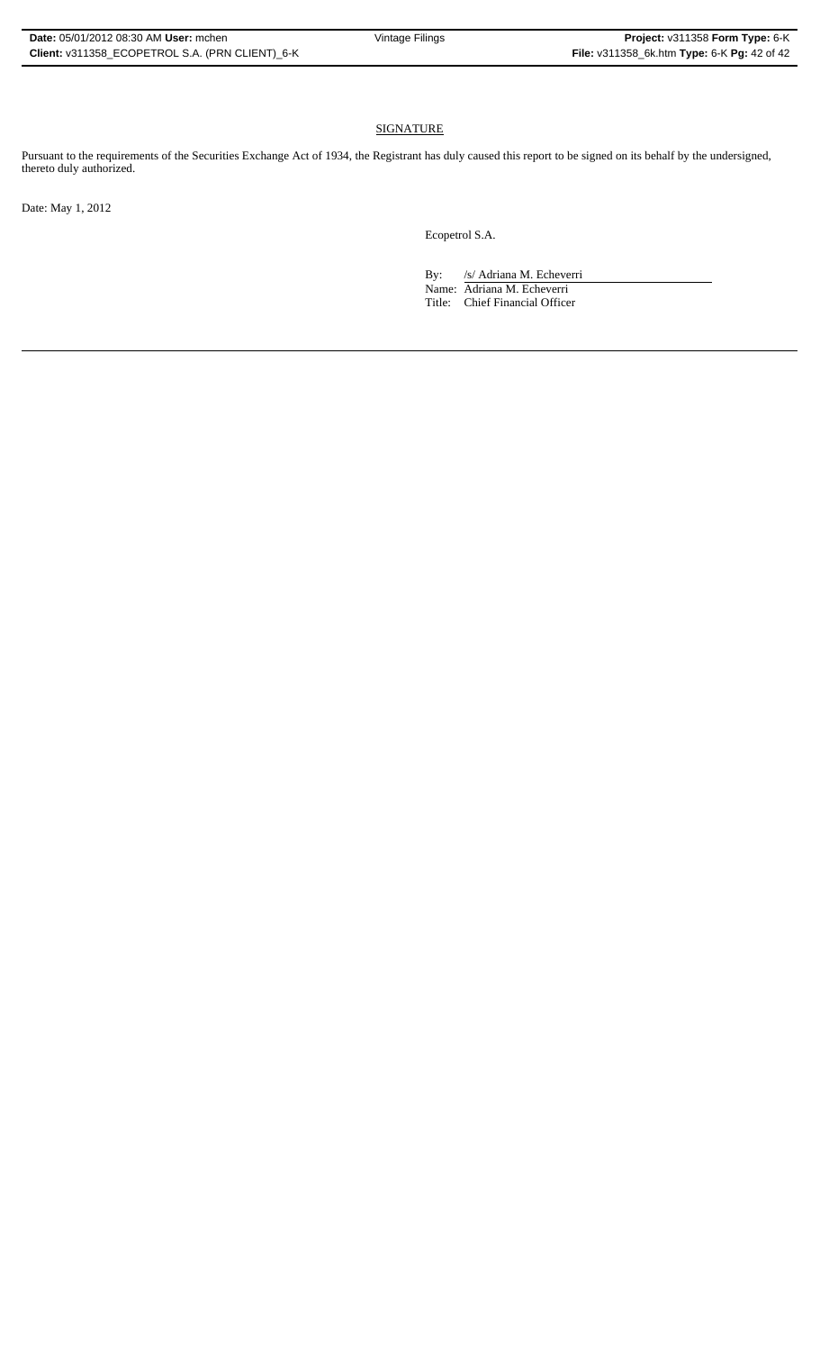## SIGNATURE

Pursuant to the requirements of the Securities Exchange Act of 1934, the Registrant has duly caused this report to be signed on its behalf by the undersigned, thereto duly authorized.

Date: May 1, 2012

Ecopetrol S.A.

By: /s/ Adriana M. Echeverri
Name: Adriana M. Echeverri
Title: Chief Financial Officer